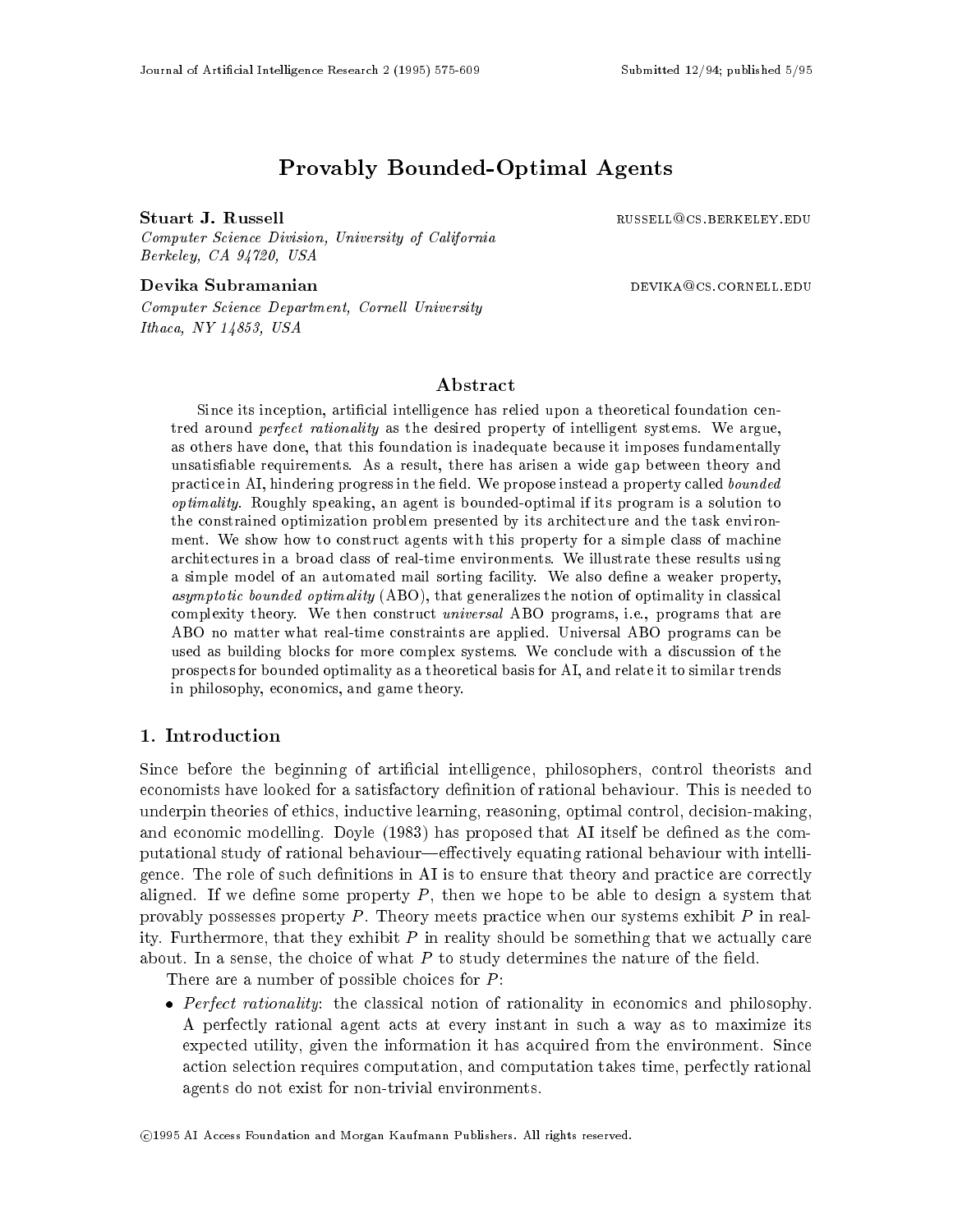# Provably Bounded-Optimal Agents

**Stuart J. Russell** russell@cs.berkeley.edu

*Computer Science Division, University of California*
*Berkeley, CA 94720, USA*

**Devika Subramanian** devika@cs.cornell.edu

*Computer Science Department, Cornell University*
*Ithaca, NY 14853, USA*

## Abstract

Since its inception, artificial intelligence has relied upon a theoretical foundation centred around *perfect rationality* as the desired property of intelligent systems. We argue, as others have done, that this foundation is inadequate because it imposes fundamentally unsatisfiable requirements. As a result, there has arisen a wide gap between theory and practice in AI, hindering progress in the field. We propose instead a property called *bounded optimality*. Roughly speaking, an agent is bounded-optimal if its program is a solution to the constrained optimization problem presented by its architecture and the task environment. We show how to construct agents with this property for a simple class of machine architectures in a broad class of real-time environments. We illustrate these results using a simple model of an automated mail sorting facility. We also define a weaker property, *asymptotic bounded optimality* (ABO), that generalizes the notion of optimality in classical complexity theory. We then construct *universal* ABO programs, i.e., programs that are ABO no matter what real-time constraints are applied. Universal ABO programs can be used as building blocks for more complex systems. We conclude with a discussion of the prospects for bounded optimality as a theoretical basis for AI, and relate it to similar trends in philosophy, economics, and game theory.

## 1. Introduction

Since before the beginning of artificial intelligence, philosophers, control theorists and economists have looked for a satisfactory definition of rational behaviour. This is needed to underpin theories of ethics, inductive learning, reasoning, optimal control, decision-making, and economic modelling. Doyle (1983) has proposed that AI itself be defined as the computational study of rational behaviour—effectively equating rational behaviour with intelligence. The role of such definitions in AI is to ensure that theory and practice are correctly aligned. If we define some property $P$, then we hope to be able to design a system that provably possesses property $P$. Theory meets practice when our systems exhibit $P$ in reality. Furthermore, that they exhibit $P$ in reality should be something that we actually care about. In a sense, the choice of what $P$ to study determines the nature of the field.

There are a number of possible choices for $P$:

- *Perfect rationality*: the classical notion of rationality in economics and philosophy. A perfectly rational agent acts at every instant in such a way as to maximize its expected utility, given the information it has acquired from the environment. Since action selection requires computation, and computation takes time, perfectly rational agents do not exist for non-trivial environments.

©1995 AI Access Foundation and Morgan Kaufmann Publishers. All rights reserved.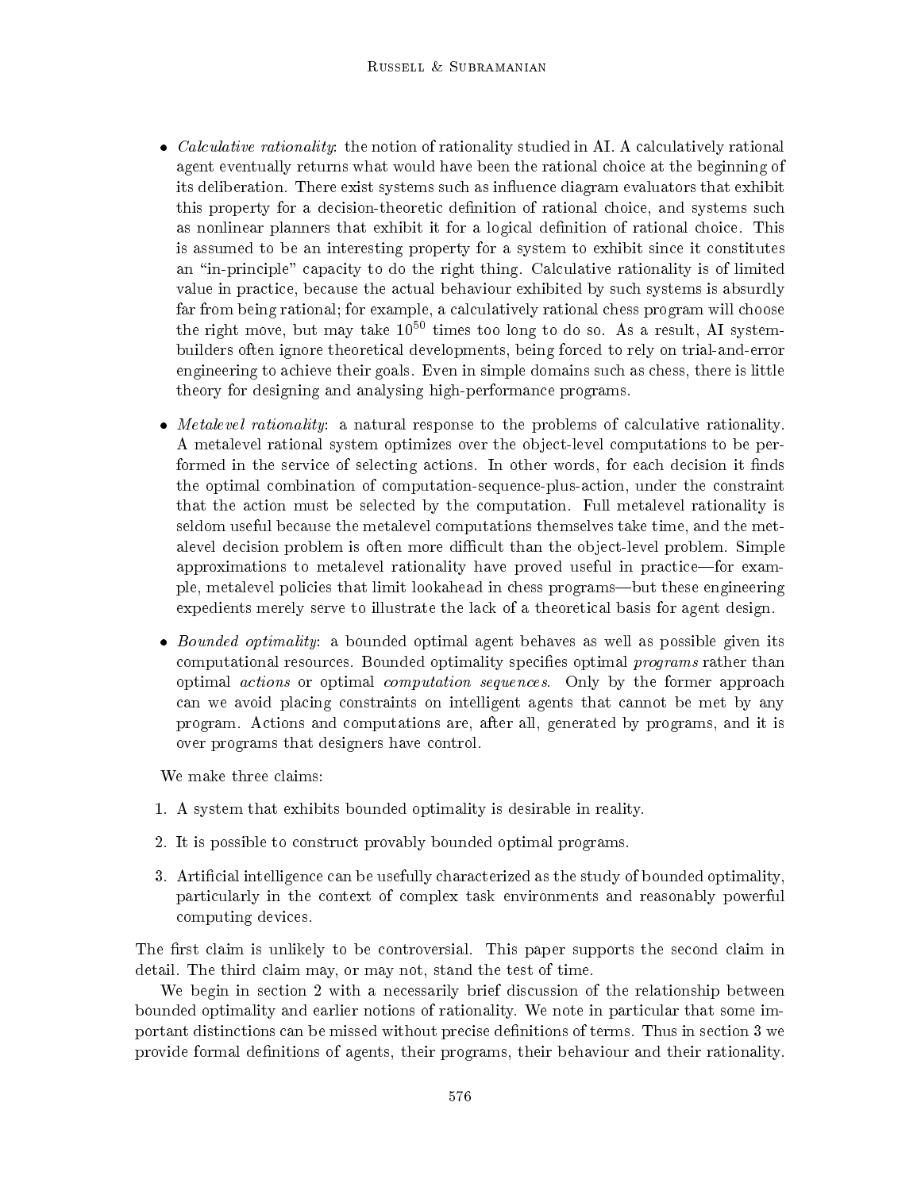- *Calculative rationality*: the notion of rationality studied in AI. A calculatively rational agent eventually returns what would have been the rational choice at the beginning of its deliberation. There exist systems such as influence diagram evaluators that exhibit this property for a decision-theoretic definition of rational choice, and systems such as nonlinear planners that exhibit it for a logical definition of rational choice. This is assumed to be an interesting property for a system to exhibit since it constitutes an "in-principle" capacity to do the right thing. Calculative rationality is of limited value in practice, because the actual behaviour exhibited by such systems is absurdly far from being rational; for example, a calculatively rational chess program will choose the right move, but may take $10^{50}$ times too long to do so. As a result, AI system-builders often ignore theoretical developments, being forced to rely on trial-and-error engineering to achieve their goals. Even in simple domains such as chess, there is little theory for designing and analysing high-performance programs.

- *Metalevel rationality*: a natural response to the problems of calculative rationality. A metalevel rational system optimizes over the object-level computations to be performed in the service of selecting actions. In other words, for each decision it finds the optimal combination of computation-sequence-plus-action, under the constraint that the action must be selected by the computation. Full metalevel rationality is seldom useful because the metalevel computations themselves take time, and the metalevel decision problem is often more difficult than the object-level problem. Simple approximations to metalevel rationality have proved useful in practice—for example, metalevel policies that limit lookahead in chess programs—but these engineering expedients merely serve to illustrate the lack of a theoretical basis for agent design.

- *Bounded optimality*: a bounded optimal agent behaves as well as possible given its computational resources. Bounded optimality specifies optimal *programs* rather than optimal *actions* or optimal *computation sequences*. Only by the former approach can we avoid placing constraints on intelligent agents that cannot be met by any program. Actions and computations are, after all, generated by programs, and it is over programs that designers have control.

We make three claims:

1. A system that exhibits bounded optimality is desirable in reality.

2. It is possible to construct provably bounded optimal programs.

3. Artificial intelligence can be usefully characterized as the study of bounded optimality, particularly in the context of complex task environments and reasonably powerful computing devices.

The first claim is unlikely to be controversial. This paper supports the second claim in detail. The third claim may, or may not, stand the test of time.

We begin in section 2 with a necessarily brief discussion of the relationship between bounded optimality and earlier notions of rationality. We note in particular that some important distinctions can be missed without precise definitions of terms. Thus in section 3 we provide formal definitions of agents, their programs, their behaviour and their rationality.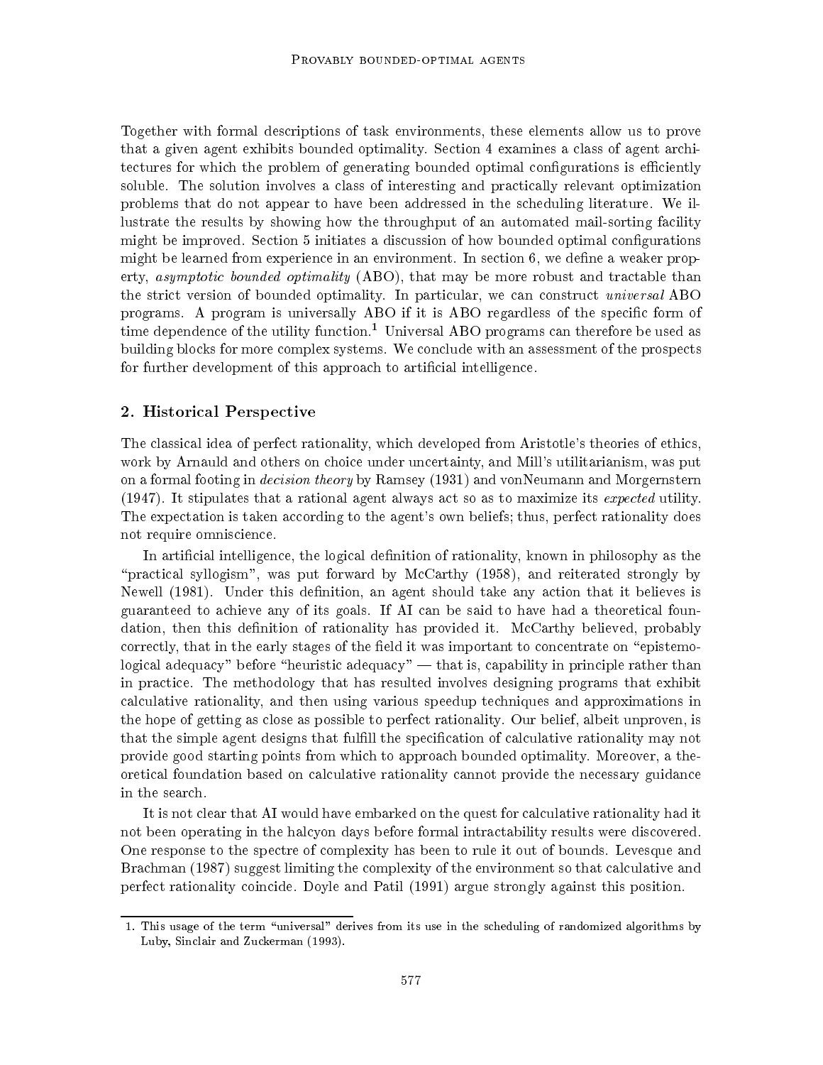Together with formal descriptions of task environments, these elements allow us to prove that a given agent exhibits bounded optimality. Section 4 examines a class of agent architectures for which the problem of generating bounded optimal configurations is efficiently soluble. The solution involves a class of interesting and practically relevant optimization problems that do not appear to have been addressed in the scheduling literature. We illustrate the results by showing how the throughput of an automated mail-sorting facility might be improved. Section 5 initiates a discussion of how bounded optimal configurations might be learned from experience in an environment. In section 6, we define a weaker property, *asymptotic bounded optimality* (ABO), that may be more robust and tractable than the strict version of bounded optimality. In particular, we can construct *universal* ABO programs. A program is universally ABO if it is ABO regardless of the specific form of time dependence of the utility function.[1] Universal ABO programs can therefore be used as building blocks for more complex systems. We conclude with an assessment of the prospects for further development of this approach to artificial intelligence.

## 2. Historical Perspective

The classical idea of perfect rationality, which developed from Aristotle's theories of ethics, work by Arnauld and others on choice under uncertainty, and Mill's utilitarianism, was put on a formal footing in *decision theory* by Ramsey (1931) and vonNeumann and Morgernstern (1947). It stipulates that a rational agent always act so as to maximize its *expected* utility. The expectation is taken according to the agent's own beliefs; thus, perfect rationality does not require omniscience.

In artificial intelligence, the logical definition of rationality, known in philosophy as the "practical syllogism", was put forward by McCarthy (1958), and reiterated strongly by Newell (1981). Under this definition, an agent should take any action that it believes is guaranteed to achieve any of its goals. If AI can be said to have had a theoretical foundation, then this definition of rationality has provided it. McCarthy believed, probably correctly, that in the early stages of the field it was important to concentrate on "epistemological adequacy" before "heuristic adequacy" — that is, capability in principle rather than in practice. The methodology that has resulted involves designing programs that exhibit calculative rationality, and then using various speedup techniques and approximations in the hope of getting as close as possible to perfect rationality. Our belief, albeit unproven, is that the simple agent designs that fulfill the specification of calculative rationality may not provide good starting points from which to approach bounded optimality. Moreover, a theoretical foundation based on calculative rationality cannot provide the necessary guidance in the search.

It is not clear that AI would have embarked on the quest for calculative rationality had it not been operating in the halcyon days before formal intractability results were discovered. One response to the spectre of complexity has been to rule it out of bounds. Levesque and Brachman (1987) suggest limiting the complexity of the environment so that calculative and perfect rationality coincide. Doyle and Patil (1991) argue strongly against this position.

1. This usage of the term "universal" derives from its use in the scheduling of randomized algorithms by Luby, Sinclair and Zuckerman (1993).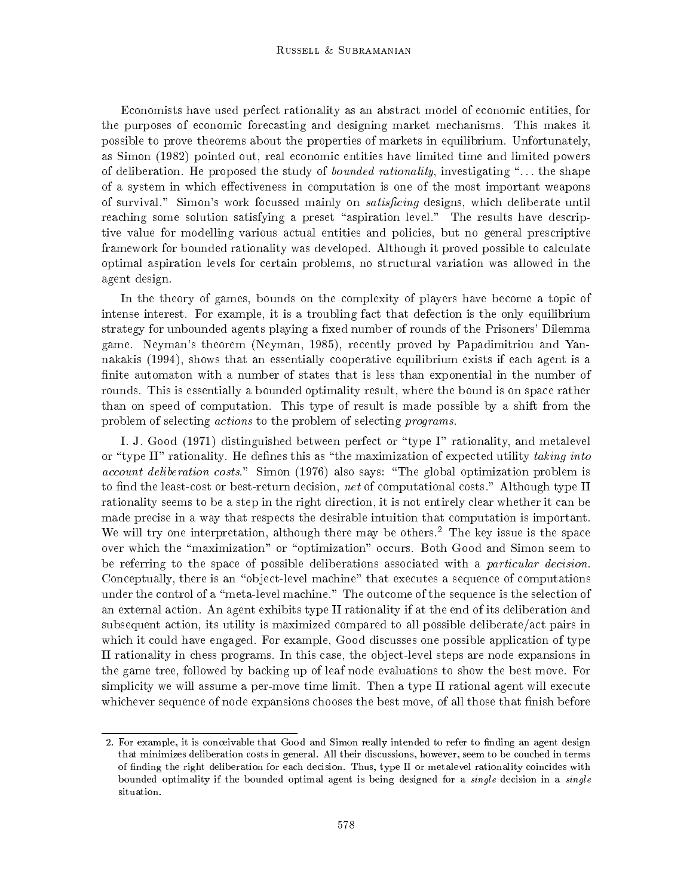Economists have used perfect rationality as an abstract model of economic entities, for the purposes of economic forecasting and designing market mechanisms. This makes it possible to prove theorems about the properties of markets in equilibrium. Unfortunately, as Simon (1982) pointed out, real economic entities have limited time and limited powers of deliberation. He proposed the study of *bounded rationality*, investigating "... the shape of a system in which effectiveness in computation is one of the most important weapons of survival." Simon's work focussed mainly on *satisficing* designs, which deliberate until reaching some solution satisfying a preset "aspiration level." The results have descriptive value for modelling various actual entities and policies, but no general prescriptive framework for bounded rationality was developed. Although it proved possible to calculate optimal aspiration levels for certain problems, no structural variation was allowed in the agent design.

In the theory of games, bounds on the complexity of players have become a topic of intense interest. For example, it is a troubling fact that defection is the only equilibrium strategy for unbounded agents playing a fixed number of rounds of the Prisoners' Dilemma game. Neyman's theorem (Neyman, 1985), recently proved by Papadimitriou and Yannakakis (1994), shows that an essentially cooperative equilibrium exists if each agent is a finite automaton with a number of states that is less than exponential in the number of rounds. This is essentially a bounded optimality result, where the bound is on space rather than on speed of computation. This type of result is made possible by a shift from the problem of selecting *actions* to the problem of selecting *programs*.

I. J. Good (1971) distinguished between perfect or "type I" rationality, and metalevel or "type II" rationality. He defines this as "the maximization of expected utility *taking into account deliberation costs*." Simon (1976) also says: "The global optimization problem is to find the least-cost or best-return decision, *net* of computational costs." Although type II rationality seems to be a step in the right direction, it is not entirely clear whether it can be made precise in a way that respects the desirable intuition that computation is important. We will try one interpretation, although there may be others.[2] The key issue is the space over which the "maximization" or "optimization" occurs. Both Good and Simon seem to be referring to the space of possible deliberations associated with a *particular decision*. Conceptually, there is an "object-level machine" that executes a sequence of computations under the control of a "meta-level machine." The outcome of the sequence is the selection of an external action. An agent exhibits type II rationality if at the end of its deliberation and subsequent action, its utility is maximized compared to all possible deliberate/act pairs in which it could have engaged. For example, Good discusses one possible application of type II rationality in chess programs. In this case, the object-level steps are node expansions in the game tree, followed by backing up of leaf node evaluations to show the best move. For simplicity we will assume a per-move time limit. Then a type II rational agent will execute whichever sequence of node expansions chooses the best move, of all those that finish before

2. For example, it is conceivable that Good and Simon really intended to refer to finding an agent design that minimizes deliberation costs in general. All their discussions, however, seem to be couched in terms of finding the right deliberation for each decision. Thus, type II or metalevel rationality coincides with bounded optimality if the bounded optimal agent is being designed for a *single* decision in a *single* situation.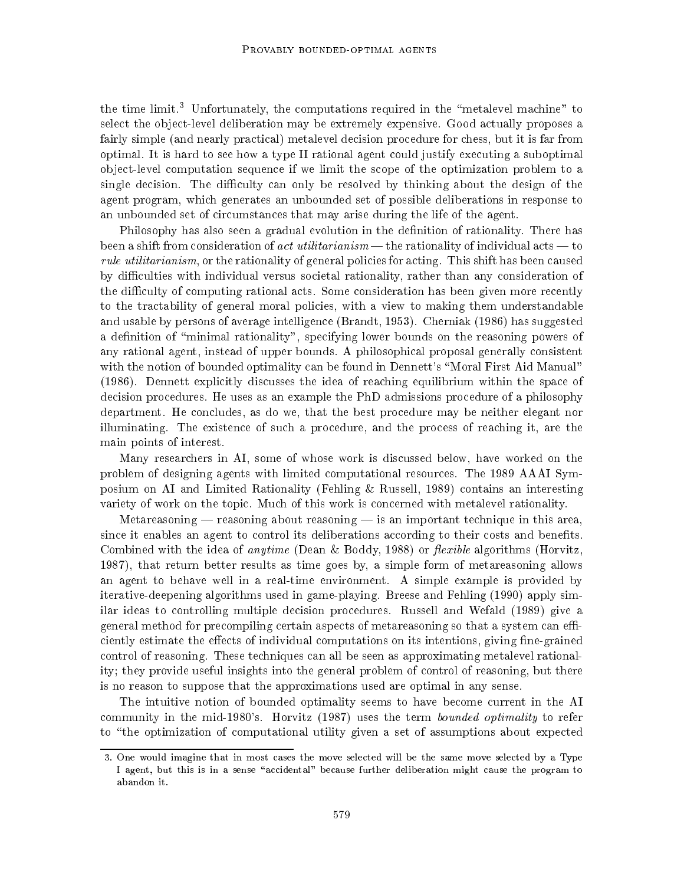the time limit.[3] Unfortunately, the computations required in the "metalevel machine" to select the object-level deliberation may be extremely expensive. Good actually proposes a fairly simple (and nearly practical) metalevel decision procedure for chess, but it is far from optimal. It is hard to see how a type II rational agent could justify executing a suboptimal object-level computation sequence if we limit the scope of the optimization problem to a single decision. The difficulty can only be resolved by thinking about the design of the agent program, which generates an unbounded set of possible deliberations in response to an unbounded set of circumstances that may arise during the life of the agent.

Philosophy has also seen a gradual evolution in the definition of rationality. There has been a shift from consideration of *act utilitarianism* — the rationality of individual acts — to *rule utilitarianism*, or the rationality of general policies for acting. This shift has been caused by difficulties with individual versus societal rationality, rather than any consideration of the difficulty of computing rational acts. Some consideration has been given more recently to the tractability of general moral policies, with a view to making them understandable and usable by persons of average intelligence (Brandt, 1953). Cherniak (1986) has suggested a definition of "minimal rationality", specifying lower bounds on the reasoning powers of any rational agent, instead of upper bounds. A philosophical proposal generally consistent with the notion of bounded optimality can be found in Dennett's "Moral First Aid Manual" (1986). Dennett explicitly discusses the idea of reaching equilibrium within the space of decision procedures. He uses as an example the PhD admissions procedure of a philosophy department. He concludes, as do we, that the best procedure may be neither elegant nor illuminating. The existence of such a procedure, and the process of reaching it, are the main points of interest.

Many researchers in AI, some of whose work is discussed below, have worked on the problem of designing agents with limited computational resources. The 1989 AAAI Symposium on AI and Limited Rationality (Fehling & Russell, 1989) contains an interesting variety of work on the topic. Much of this work is concerned with metalevel rationality.

Metareasoning — reasoning about reasoning — is an important technique in this area, since it enables an agent to control its deliberations according to their costs and benefits. Combined with the idea of *anytime* (Dean & Boddy, 1988) or *flexible* algorithms (Horvitz, 1987), that return better results as time goes by, a simple form of metareasoning allows an agent to behave well in a real-time environment. A simple example is provided by iterative-deepening algorithms used in game-playing. Breese and Fehling (1990) apply similar ideas to controlling multiple decision procedures. Russell and Wefald (1989) give a general method for precompiling certain aspects of metareasoning so that a system can efficiently estimate the effects of individual computations on its intentions, giving fine-grained control of reasoning. These techniques can all be seen as approximating metalevel rationality; they provide useful insights into the general problem of control of reasoning, but there is no reason to suppose that the approximations used are optimal in any sense.

The intuitive notion of bounded optimality seems to have become current in the AI community in the mid-1980's. Horvitz (1987) uses the term *bounded optimality* to refer to "the optimization of computational utility given a set of assumptions about expected

3. One would imagine that in most cases the move selected will be the same move selected by a Type I agent, but this is in a sense "accidental" because further deliberation might cause the program to abandon it.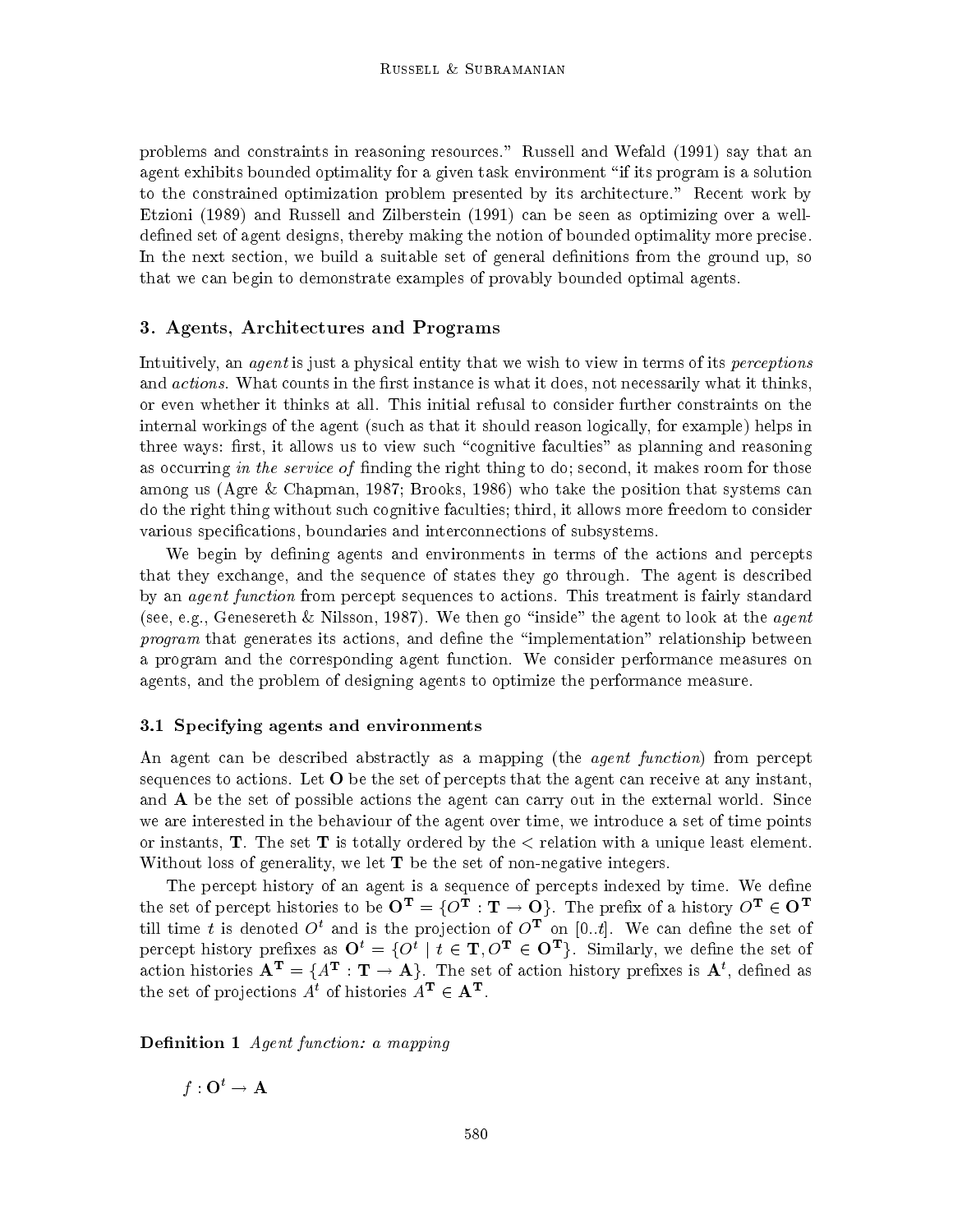problems and constraints in reasoning resources." Russell and Wefald (1991) say that an agent exhibits bounded optimality for a given task environment "if its program is a solution to the constrained optimization problem presented by its architecture." Recent work by Etzioni (1989) and Russell and Zilberstein (1991) can be seen as optimizing over a well-defined set of agent designs, thereby making the notion of bounded optimality more precise. In the next section, we build a suitable set of general definitions from the ground up, so that we can begin to demonstrate examples of provably bounded optimal agents.

## 3. Agents, Architectures and Programs

Intuitively, an *agent* is just a physical entity that we wish to view in terms of its *perceptions* and *actions*. What counts in the first instance is what it does, not necessarily what it thinks, or even whether it thinks at all. This initial refusal to consider further constraints on the internal workings of the agent (such as that it should reason logically, for example) helps in three ways: first, it allows us to view such "cognitive faculties" as planning and reasoning as occurring *in the service of* finding the right thing to do; second, it makes room for those among us (Agre & Chapman, 1987; Brooks, 1986) who take the position that systems can do the right thing without such cognitive faculties; third, it allows more freedom to consider various specifications, boundaries and interconnections of subsystems.

We begin by defining agents and environments in terms of the actions and percepts that they exchange, and the sequence of states they go through. The agent is described by an *agent function* from percept sequences to actions. This treatment is fairly standard (see, e.g., Genesereth & Nilsson, 1987). We then go "inside" the agent to look at the *agent program* that generates its actions, and define the "implementation" relationship between a program and the corresponding agent function. We consider performance measures on agents, and the problem of designing agents to optimize the performance measure.

### 3.1 Specifying agents and environments

An agent can be described abstractly as a mapping (the *agent function*) from percept sequences to actions. Let $\mathbf{O}$ be the set of percepts that the agent can receive at any instant, and $\mathbf{A}$ be the set of possible actions the agent can carry out in the external world. Since we are interested in the behaviour of the agent over time, we introduce a set of time points or instants, $\mathbf{T}$. The set $\mathbf{T}$ is totally ordered by the $<$ relation with a unique least element. Without loss of generality, we let $\mathbf{T}$ be the set of non-negative integers.

The percept history of an agent is a sequence of percepts indexed by time. We define the set of percept histories to be $\mathbf{O}^{\mathbf{T}} = \{O^{\mathbf{T}} : \mathbf{T} \rightarrow \mathbf{O}\}$. The prefix of a history $O^{\mathbf{T}} \in \mathbf{O}^{\mathbf{T}}$ till time $t$ is denoted $O^t$ and is the projection of $O^{\mathbf{T}}$ on $[0..t]$. We can define the set of percept history prefixes as $\mathbf{O}^t = \{O^t \mid t \in \mathbf{T}, O^{\mathbf{T}} \in \mathbf{O}^{\mathbf{T}}\}$. Similarly, we define the set of action histories $\mathbf{A}^{\mathbf{T}} = \{A^{\mathbf{T}} : \mathbf{T} \rightarrow \mathbf{A}\}$. The set of action history prefixes is $\mathbf{A}^t$, defined as the set of projections $A^t$ of histories $A^{\mathbf{T}} \in \mathbf{A}^{\mathbf{T}}$.

**Definition 1** *Agent function: a mapping*

$$f : \mathbf{O}^t \rightarrow \mathbf{A}$$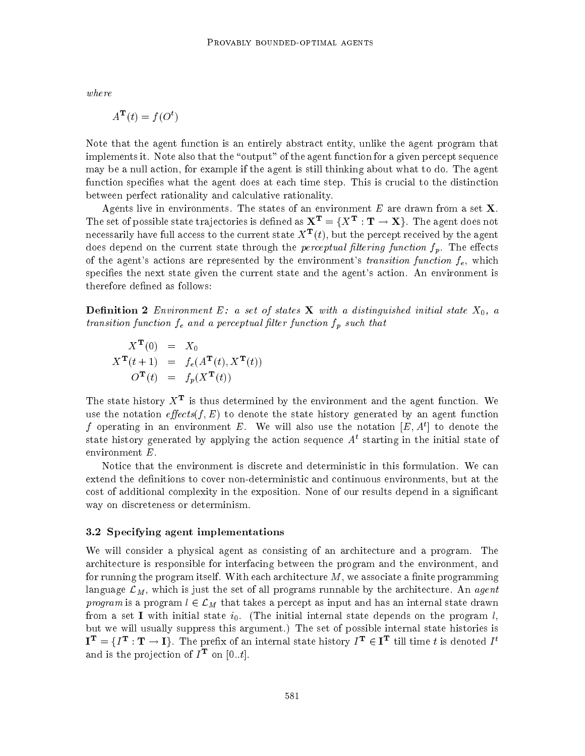*where*

$$A^{\mathbf{T}}(t) = f(O^t)$$

Note that the agent function is an entirely abstract entity, unlike the agent program that implements it. Note also that the "output" of the agent function for a given percept sequence may be a null action, for example if the agent is still thinking about what to do. The agent function specifies what the agent does at each time step. This is crucial to the distinction between perfect rationality and calculative rationality.

Agents live in environments. The states of an environment $E$ are drawn from a set $\mathbf{X}$. The set of possible state trajectories is defined as $\mathbf{X}^{\mathbf{T}} = \{X^{\mathbf{T}} : \mathbf{T} \rightarrow \mathbf{X}\}$. The agent does not necessarily have full access to the current state $X^{\mathbf{T}}(t)$, but the percept received by the agent does depend on the current state through the *perceptual filtering function* $f_p$. The effects of the agent's actions are represented by the environment's *transition function* $f_e$, which specifies the next state given the current state and the agent's action. An environment is therefore defined as follows:

**Definition 2** *Environment $E$: a set of states $\mathbf{X}$ with a distinguished initial state $X_0$, a transition function $f_e$ and a perceptual filter function $f_p$ such that*

$$\begin{aligned} X^{\mathbf{T}}(0) &= X_0 \\ X^{\mathbf{T}}(t+1) &= f_e(A^{\mathbf{T}}(t), X^{\mathbf{T}}(t)) \\ O^{\mathbf{T}}(t) &= f_p(X^{\mathbf{T}}(t)) \end{aligned}$$

The state history $X^{\mathbf{T}}$ is thus determined by the environment and the agent function. We use the notation *effects*$(f, E)$ to denote the state history generated by an agent function $f$ operating in an environment $E$. We will also use the notation $[E, A^t]$ to denote the state history generated by applying the action sequence $A^t$ starting in the initial state of environment $E$.

Notice that the environment is discrete and deterministic in this formulation. We can extend the definitions to cover non-deterministic and continuous environments, but at the cost of additional complexity in the exposition. None of our results depend in a significant way on discreteness or determinism.

### 3.2 Specifying agent implementations

We will consider a physical agent as consisting of an architecture and a program. The architecture is responsible for interfacing between the program and the environment, and for running the program itself. With each architecture $M$, we associate a finite programming language $\mathcal{L}_M$, which is just the set of all programs runnable by the architecture. An *agent program* is a program $l \in \mathcal{L}_M$ that takes a percept as input and has an internal state drawn from a set $\mathbf{I}$ with initial state $i_0$. (The initial internal state depends on the program $l$, but we will usually suppress this argument.) The set of possible internal state histories is $\mathbf{I}^{\mathbf{T}} = \{I^{\mathbf{T}} : \mathbf{T} \rightarrow \mathbf{I}\}$. The prefix of an internal state history $I^{\mathbf{T}} \in \mathbf{I}^{\mathbf{T}}$ till time $t$ is denoted $I^t$ and is the projection of $I^{\mathbf{T}}$ on $[0..t]$.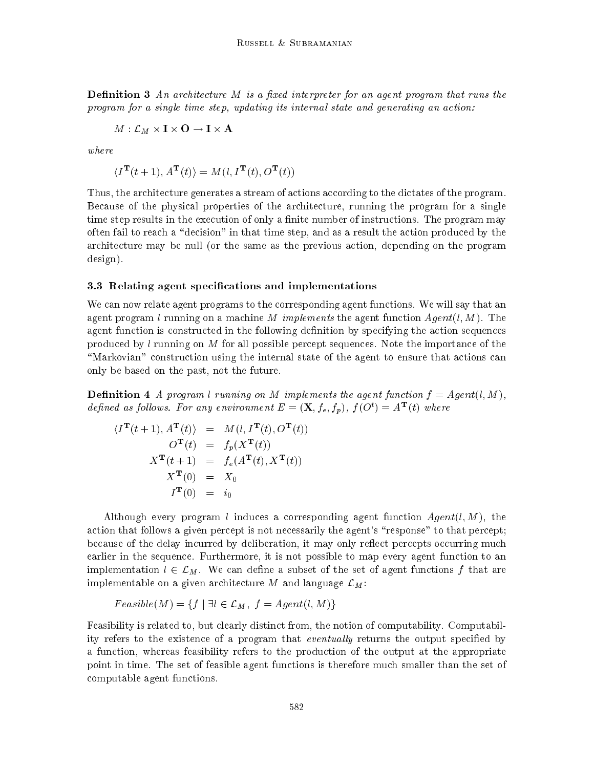**Definition 3** *An architecture $M$ is a fixed interpreter for an agent program that runs the program for a single time step, updating its internal state and generating an action:*

$$M : \mathcal{L}_M \times \mathbf{I} \times \mathbf{O} \to \mathbf{I} \times \mathbf{A}$$

*where*

$$\langle I^{\mathbf{T}}(t+1), A^{\mathbf{T}}(t) \rangle = M(l, I^{\mathbf{T}}(t), O^{\mathbf{T}}(t))$$

Thus, the architecture generates a stream of actions according to the dictates of the program. Because of the physical properties of the architecture, running the program for a single time step results in the execution of only a finite number of instructions. The program may often fail to reach a "decision" in that time step, and as a result the action produced by the architecture may be null (or the same as the previous action, depending on the program design).

### 3.3 Relating agent specifications and implementations

We can now relate agent programs to the corresponding agent functions. We will say that an agent program $l$ running on a machine $M$ *implements* the agent function $Agent(l, M)$. The agent function is constructed in the following definition by specifying the action sequences produced by $l$ running on $M$ for all possible percept sequences. Note the importance of the "Markovian" construction using the internal state of the agent to ensure that actions can only be based on the past, not the future.

**Definition 4** *A program $l$ running on $M$ implements the agent function $f = Agent(l, M)$, defined as follows. For any environment $E = (\mathbf{X}, f_e, f_p)$, $f(O^t) = A^{\mathbf{T}}(t)$ where*

$$\begin{aligned}
\langle I^{\mathbf{T}}(t+1), A^{\mathbf{T}}(t) \rangle &= M(l, I^{\mathbf{T}}(t), O^{\mathbf{T}}(t)) \\
O^{\mathbf{T}}(t) &= f_p(X^{\mathbf{T}}(t)) \\
X^{\mathbf{T}}(t+1) &= f_e(A^{\mathbf{T}}(t), X^{\mathbf{T}}(t)) \\
X^{\mathbf{T}}(0) &= X_0 \\
I^{\mathbf{T}}(0) &= i_0
\end{aligned}$$

Although every program $l$ induces a corresponding agent function $Agent(l, M)$, the action that follows a given percept is not necessarily the agent's "response" to that percept; because of the delay incurred by deliberation, it may only reflect percepts occurring much earlier in the sequence. Furthermore, it is not possible to map every agent function to an implementation $l \in \mathcal{L}_M$. We can define a subset of the set of agent functions $f$ that are implementable on a given architecture $M$ and language $\mathcal{L}_M$:

$$Feasible(M) = \{f \mid \exists l \in \mathcal{L}_M,\ f = Agent(l, M)\}$$

Feasibility is related to, but clearly distinct from, the notion of computability. Computability refers to the existence of a program that *eventually* returns the output specified by a function, whereas feasibility refers to the production of the output at the appropriate point in time. The set of feasible agent functions is therefore much smaller than the set of computable agent functions.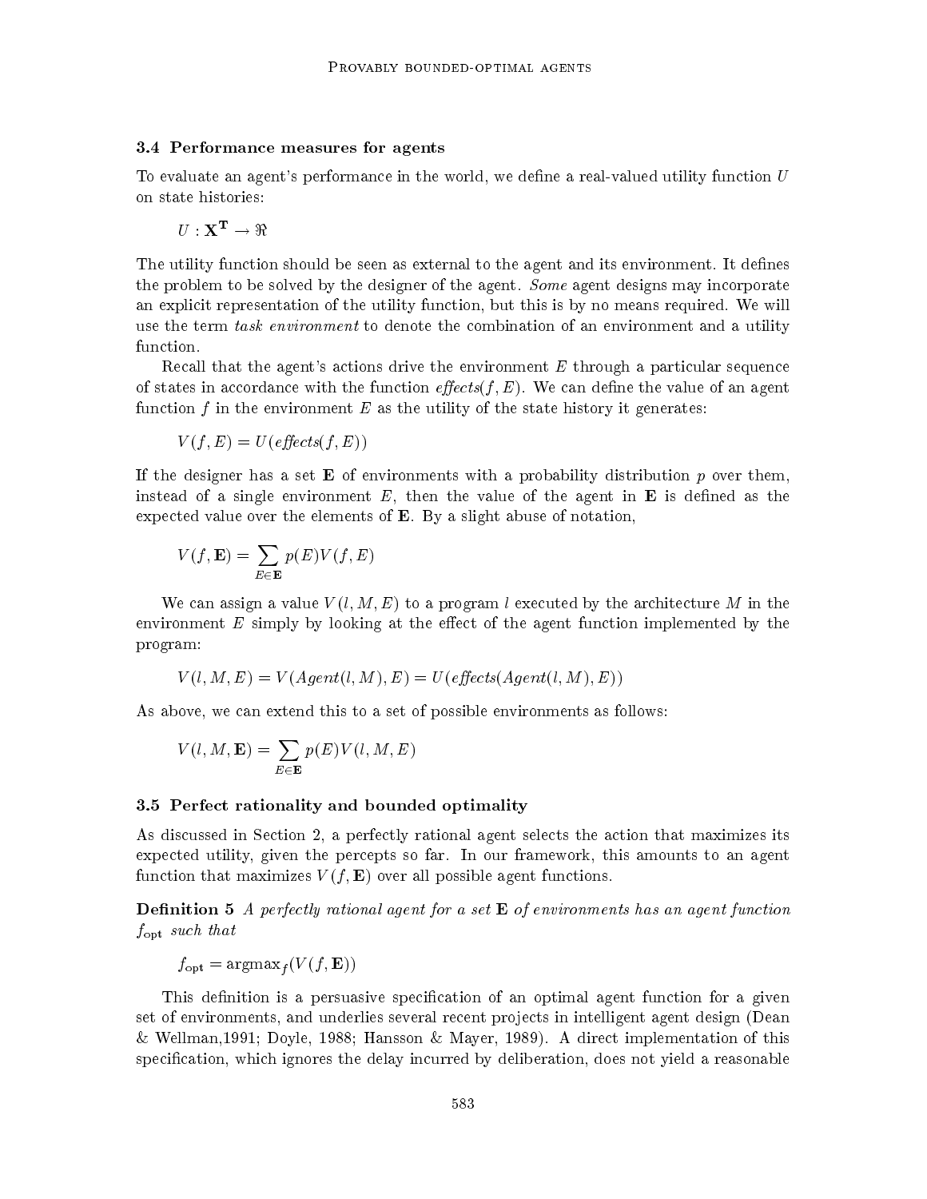### 3.4 Performance measures for agents

To evaluate an agent's performance in the world, we define a real-valued utility function $U$ on state histories:

$$U : \mathbf{X^T} \rightarrow \Re$$

The utility function should be seen as external to the agent and its environment. It defines the problem to be solved by the designer of the agent. *Some* agent designs may incorporate an explicit representation of the utility function, but this is by no means required. We will use the term *task environment* to denote the combination of an environment and a utility function.

Recall that the agent's actions drive the environment $E$ through a particular sequence of states in accordance with the function *effects*$(f, E)$. We can define the value of an agent function $f$ in the environment $E$ as the utility of the state history it generates:

$$V(f, E) = U(\mathit{effects}(f, E))$$

If the designer has a set $\mathbf{E}$ of environments with a probability distribution $p$ over them, instead of a single environment $E$, then the value of the agent in $\mathbf{E}$ is defined as the expected value over the elements of $\mathbf{E}$. By a slight abuse of notation,

$$V(f, \mathbf{E}) = \sum_{E \in \mathbf{E}} p(E) V(f, E)$$

We can assign a value $V(l, M, E)$ to a program $l$ executed by the architecture $M$ in the environment $E$ simply by looking at the effect of the agent function implemented by the program:

$$V(l, M, E) = V(\mathit{Agent}(l, M), E) = U(\mathit{effects}(\mathit{Agent}(l, M), E))$$

As above, we can extend this to a set of possible environments as follows:

$$V(l, M, \mathbf{E}) = \sum_{E \in \mathbf{E}} p(E) V(l, M, E)$$

### 3.5 Perfect rationality and bounded optimality

As discussed in Section 2, a perfectly rational agent selects the action that maximizes its expected utility, given the percepts so far. In our framework, this amounts to an agent function that maximizes $V(f, \mathbf{E})$ over all possible agent functions.

**Definition 5** *A perfectly rational agent for a set* $\mathbf{E}$ *of environments has an agent function* $f_{\rm opt}$ *such that*

$$f_{\rm opt} = \mathrm{argmax}_f (V(f, \mathbf{E}))$$

This definition is a persuasive specification of an optimal agent function for a given set of environments, and underlies several recent projects in intelligent agent design (Dean & Wellman,1991; Doyle, 1988; Hansson & Mayer, 1989). A direct implementation of this specification, which ignores the delay incurred by deliberation, does not yield a reasonable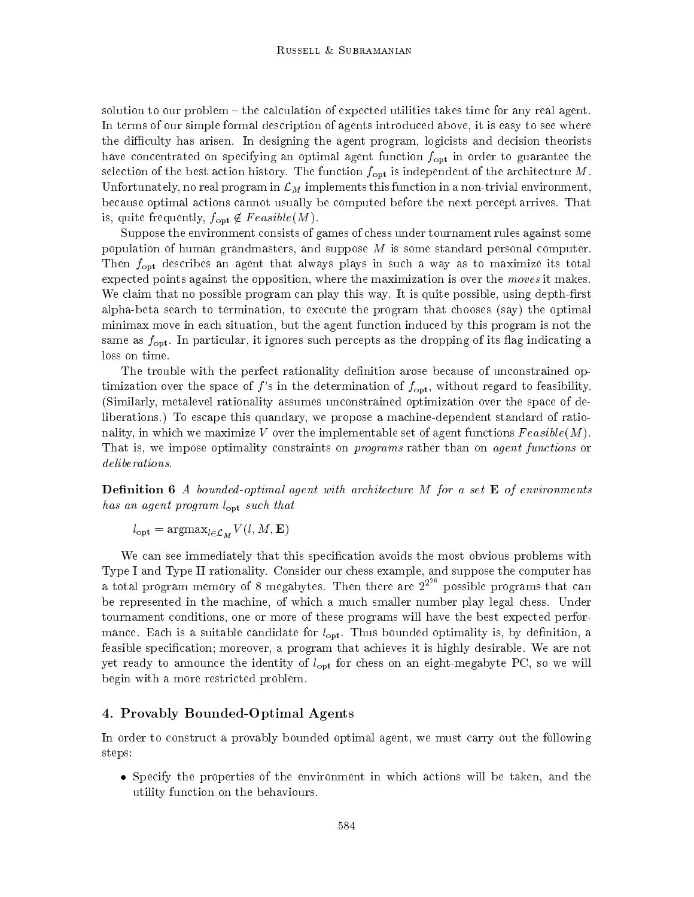solution to our problem – the calculation of expected utilities takes time for any real agent. In terms of our simple formal description of agents introduced above, it is easy to see where the difficulty has arisen. In designing the agent program, logicists and decision theorists have concentrated on specifying an optimal agent function $f_{\mathrm{opt}}$ in order to guarantee the selection of the best action history. The function $f_{\mathrm{opt}}$ is independent of the architecture $M$. Unfortunately, no real program in $\mathcal{L}_M$ implements this function in a non-trivial environment, because optimal actions cannot usually be computed before the next percept arrives. That is, quite frequently, $f_{\mathrm{opt}} \notin Feasible(M)$.

Suppose the environment consists of games of chess under tournament rules against some population of human grandmasters, and suppose $M$ is some standard personal computer. Then $f_{\mathrm{opt}}$ describes an agent that always plays in such a way as to maximize its total expected points against the opposition, where the maximization is over the *moves* it makes. We claim that no possible program can play this way. It is quite possible, using depth-first alpha-beta search to termination, to execute the program that chooses (say) the optimal minimax move in each situation, but the agent function induced by this program is not the same as $f_{\mathrm{opt}}$. In particular, it ignores such percepts as the dropping of its flag indicating a loss on time.

The trouble with the perfect rationality definition arose because of unconstrained optimization over the space of $f$'s in the determination of $f_{\mathrm{opt}}$, without regard to feasibility. (Similarly, metalevel rationality assumes unconstrained optimization over the space of deliberations.) To escape this quandary, we propose a machine-dependent standard of rationality, in which we maximize $V$ over the implementable set of agent functions $Feasible(M)$. That is, we impose optimality constraints on *programs* rather than on *agent functions* or *deliberations*.

**Definition 6** *A bounded-optimal agent with architecture $M$ for a set $\mathbf{E}$ of environments has an agent program $l_{\mathrm{opt}}$ such that*

$$l_{\mathrm{opt}} = \mathrm{argmax}_{l \in \mathcal{L}_M} V(l, M, \mathbf{E})$$

We can see immediately that this specification avoids the most obvious problems with Type I and Type II rationality. Consider our chess example, and suppose the computer has a total program memory of 8 megabytes. Then there are $2^{2^{26}}$ possible programs that can be represented in the machine, of which a much smaller number play legal chess. Under tournament conditions, one or more of these programs will have the best expected performance. Each is a suitable candidate for $l_{\mathrm{opt}}$. Thus bounded optimality is, by definition, a feasible specification; moreover, a program that achieves it is highly desirable. We are not yet ready to announce the identity of $l_{\mathrm{opt}}$ for chess on an eight-megabyte PC, so we will begin with a more restricted problem.

## 4. Provably Bounded-Optimal Agents

In order to construct a provably bounded optimal agent, we must carry out the following steps:

- Specify the properties of the environment in which actions will be taken, and the utility function on the behaviours.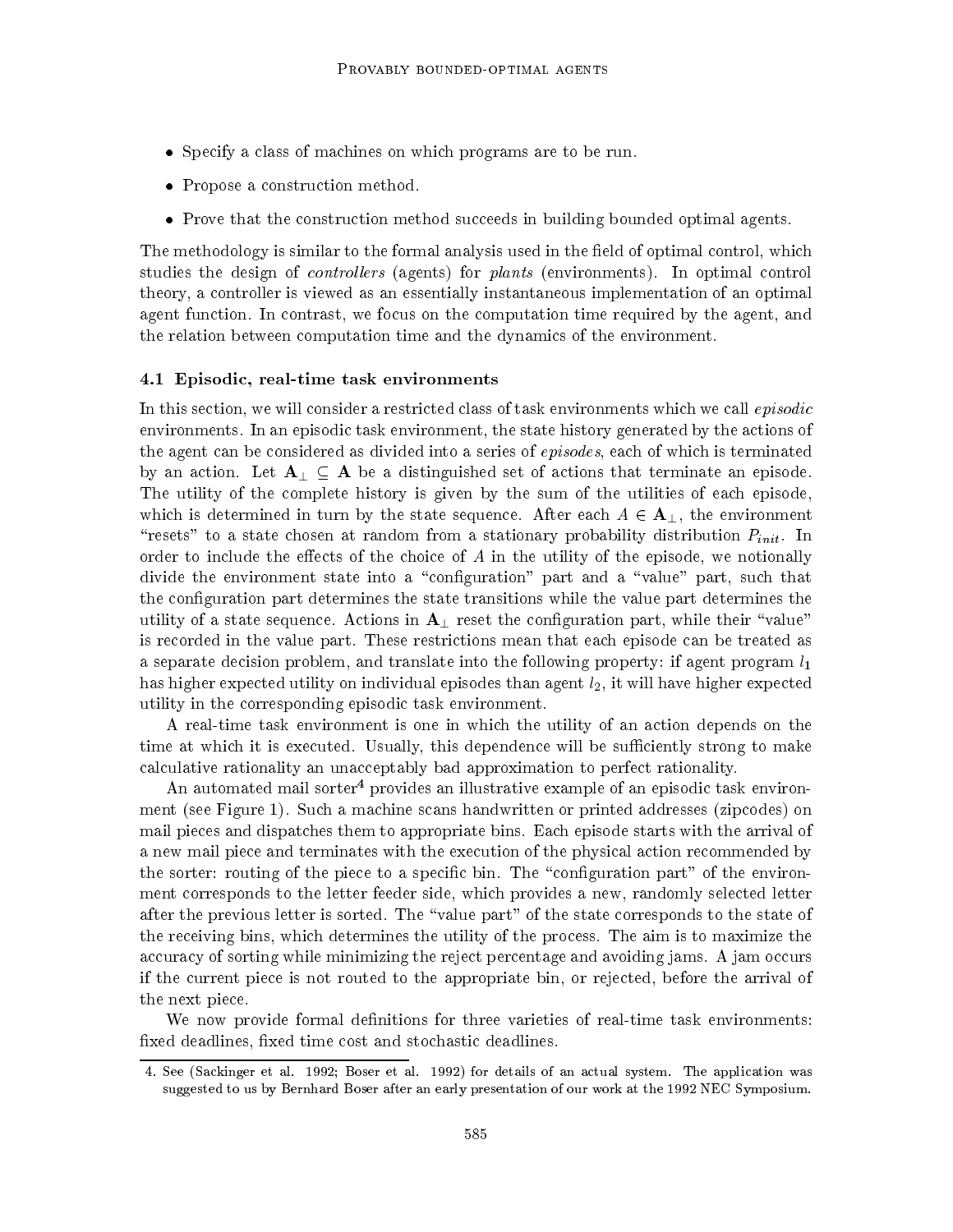- Specify a class of machines on which programs are to be run.
- Propose a construction method.
- Prove that the construction method succeeds in building bounded optimal agents.

The methodology is similar to the formal analysis used in the field of optimal control, which studies the design of *controllers* (agents) for *plants* (environments). In optimal control theory, a controller is viewed as an essentially instantaneous implementation of an optimal agent function. In contrast, we focus on the computation time required by the agent, and the relation between computation time and the dynamics of the environment.

### 4.1 Episodic, real-time task environments

In this section, we will consider a restricted class of task environments which we call *episodic* environments. In an episodic task environment, the state history generated by the actions of the agent can be considered as divided into a series of *episodes*, each of which is terminated by an action. Let $\mathbf{A}_{\perp} \subseteq \mathbf{A}$ be a distinguished set of actions that terminate an episode. The utility of the complete history is given by the sum of the utilities of each episode, which is determined in turn by the state sequence. After each $A \in \mathbf{A}_{\perp}$, the environment "resets" to a state chosen at random from a stationary probability distribution $P_{init}$. In order to include the effects of the choice of $A$ in the utility of the episode, we notionally divide the environment state into a "configuration" part and a "value" part, such that the configuration part determines the state transitions while the value part determines the utility of a state sequence. Actions in $\mathbf{A}_{\perp}$ reset the configuration part, while their "value" is recorded in the value part. These restrictions mean that each episode can be treated as a separate decision problem, and translate into the following property: if agent program $l_1$ has higher expected utility on individual episodes than agent $l_2$, it will have higher expected utility in the corresponding episodic task environment.

A real-time task environment is one in which the utility of an action depends on the time at which it is executed. Usually, this dependence will be sufficiently strong to make calculative rationality an unacceptably bad approximation to perfect rationality.

An automated mail sorter[4] provides an illustrative example of an episodic task environment (see Figure 1). Such a machine scans handwritten or printed addresses (zipcodes) on mail pieces and dispatches them to appropriate bins. Each episode starts with the arrival of a new mail piece and terminates with the execution of the physical action recommended by the sorter: routing of the piece to a specific bin. The "configuration part" of the environment corresponds to the letter feeder side, which provides a new, randomly selected letter after the previous letter is sorted. The "value part" of the state corresponds to the state of the receiving bins, which determines the utility of the process. The aim is to maximize the accuracy of sorting while minimizing the reject percentage and avoiding jams. A jam occurs if the current piece is not routed to the appropriate bin, or rejected, before the arrival of the next piece.

We now provide formal definitions for three varieties of real-time task environments: fixed deadlines, fixed time cost and stochastic deadlines.

4. See (Sackinger et al. 1992; Boser et al. 1992) for details of an actual system. The application was suggested to us by Bernhard Boser after an early presentation of our work at the 1992 NEC Symposium.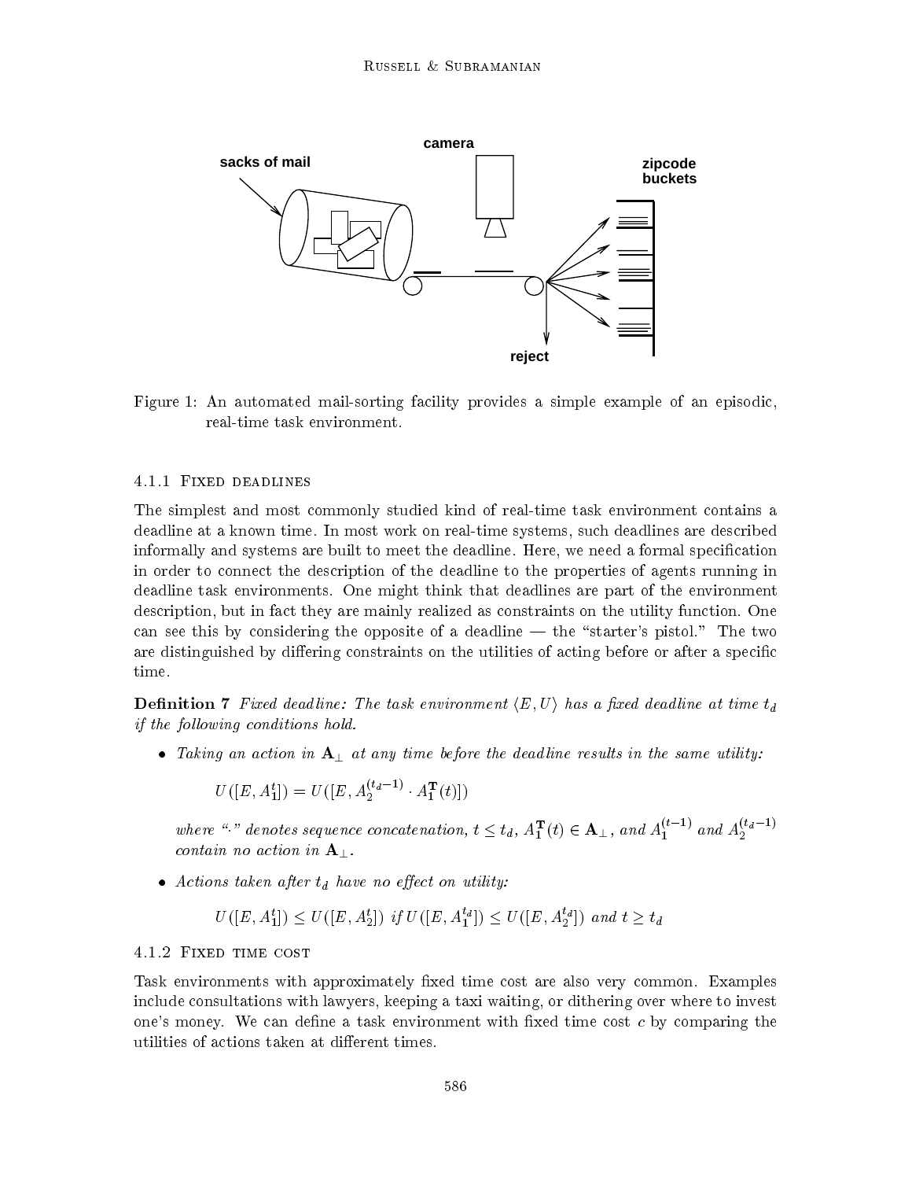Figure 1: An automated mail-sorting facility provides a simple example of an episodic, real-time task environment.

#### 4.1.1 Fixed deadlines

The simplest and most commonly studied kind of real-time task environment contains a deadline at a known time. In most work on real-time systems, such deadlines are described informally and systems are built to meet the deadline. Here, we need a formal specification in order to connect the description of the deadline to the properties of agents running in deadline task environments. One might think that deadlines are part of the environment description, but in fact they are mainly realized as constraints on the utility function. One can see this by considering the opposite of a deadline — the "starter's pistol." The two are distinguished by differing constraints on the utilities of acting before or after a specific time.

**Definition 7** *Fixed deadline: The task environment $\langle E, U\rangle$ has a fixed deadline at time $t_d$ if the following conditions hold.*

- *Taking an action in $\mathbf{A}_\perp$ at any time before the deadline results in the same utility:*

  $$U([E, A_1^t]) = U([E, A_2^{(t_d-1)} \cdot A_1^{\mathbf{T}}(t)])$$

  *where "$\cdot$" denotes sequence concatenation, $t \leq t_d$, $A_1^{\mathbf{T}}(t) \in \mathbf{A}_\perp$, and $A_1^{(t-1)}$ and $A_2^{(t_d-1)}$ contain no action in $\mathbf{A}_\perp$.*

- *Actions taken after $t_d$ have no effect on utility:*

  $$U([E, A_1^t]) \leq U([E, A_2^t]) \ \text{if}\ U([E, A_1^{t_d}]) \leq U([E, A_2^{t_d}]) \ \text{and}\ t \geq t_d$$

#### 4.1.2 Fixed time cost

Task environments with approximately fixed time cost are also very common. Examples include consultations with lawyers, keeping a taxi waiting, or dithering over where to invest one's money. We can define a task environment with fixed time cost $c$ by comparing the utilities of actions taken at different times.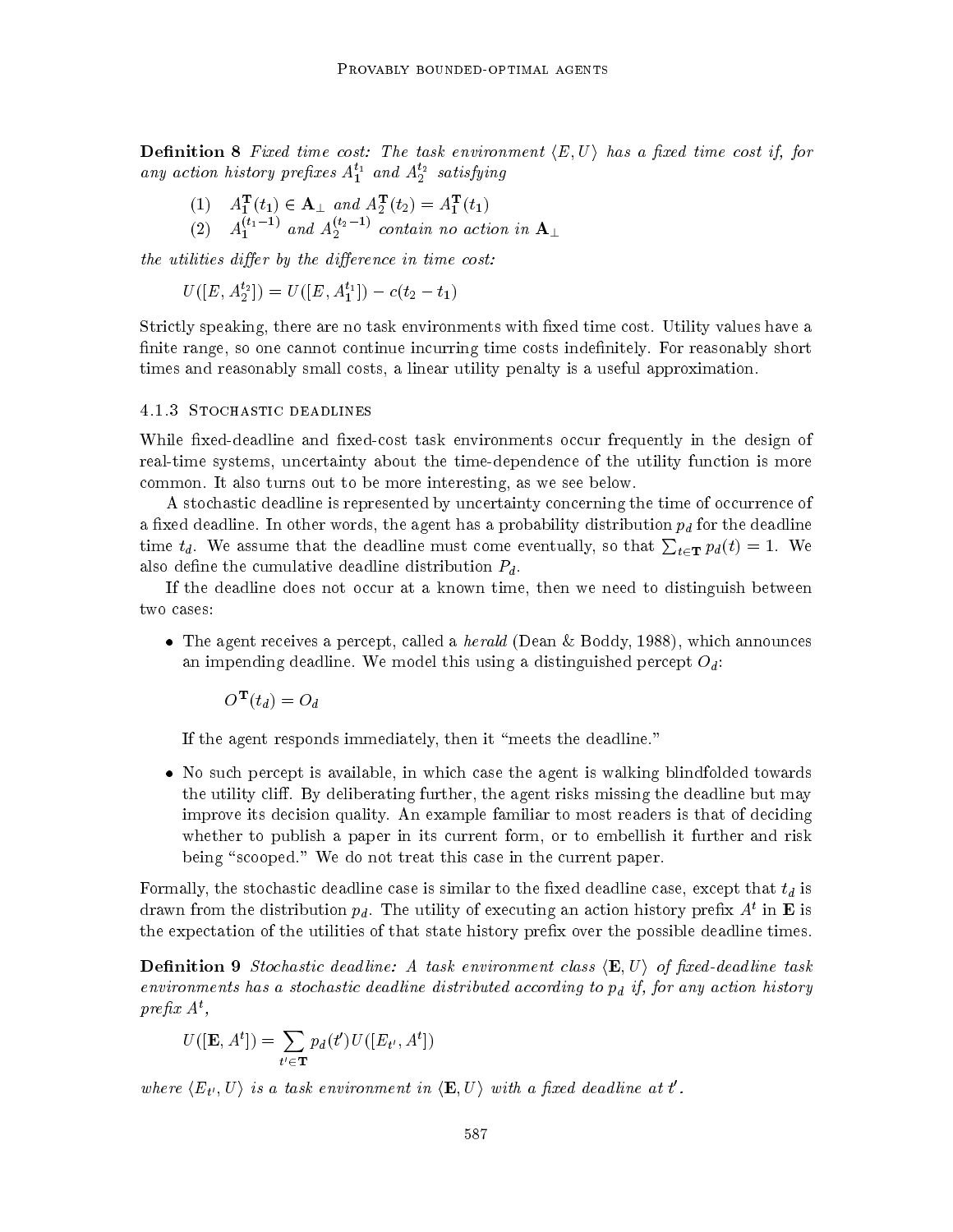**Definition 8** *Fixed time cost: The task environment $\langle E, U \rangle$ has a fixed time cost if, for any action history prefixes $A_1^{t_1}$ and $A_2^{t_2}$ satisfying*

$$(1) \quad A_1^{\mathbf{T}}(t_1) \in \mathbf{A}_\perp \text{ and } A_2^{\mathbf{T}}(t_2) = A_1^{\mathbf{T}}(t_1)$$

$$(2) \quad A_1^{(t_1-1)} \text{ and } A_2^{(t_2-1)} \text{ contain no action in } \mathbf{A}_\perp$$

*the utilities differ by the difference in time cost:*

$$U([E, A_2^{t_2}]) = U([E, A_1^{t_1}]) - c(t_2 - t_1)$$

Strictly speaking, there are no task environments with fixed time cost. Utility values have a finite range, so one cannot continue incurring time costs indefinitely. For reasonably short times and reasonably small costs, a linear utility penalty is a useful approximation.

#### 4.1.3 Stochastic deadlines

While fixed-deadline and fixed-cost task environments occur frequently in the design of real-time systems, uncertainty about the time-dependence of the utility function is more common. It also turns out to be more interesting, as we see below.

A stochastic deadline is represented by uncertainty concerning the time of occurrence of a fixed deadline. In other words, the agent has a probability distribution $p_d$ for the deadline time $t_d$. We assume that the deadline must come eventually, so that $\sum_{t \in \mathbf{T}} p_d(t) = 1$. We also define the cumulative deadline distribution $P_d$.

If the deadline does not occur at a known time, then we need to distinguish between two cases:

- The agent receives a percept, called a *herald* (Dean & Boddy, 1988), which announces an impending deadline. We model this using a distinguished percept $O_d$:

  $$O^{\mathbf{T}}(t_d) = O_d$$

  If the agent responds immediately, then it "meets the deadline."

- No such percept is available, in which case the agent is walking blindfolded towards the utility cliff. By deliberating further, the agent risks missing the deadline but may improve its decision quality. An example familiar to most readers is that of deciding whether to publish a paper in its current form, or to embellish it further and risk being "scooped." We do not treat this case in the current paper.

Formally, the stochastic deadline case is similar to the fixed deadline case, except that $t_d$ is drawn from the distribution $p_d$. The utility of executing an action history prefix $A^t$ in $\mathbf{E}$ is the expectation of the utilities of that state history prefix over the possible deadline times.

**Definition 9** *Stochastic deadline: A task environment class $\langle \mathbf{E}, U \rangle$ of fixed-deadline task environments has a stochastic deadline distributed according to $p_d$ if, for any action history prefix $A^t$,*

$$U([\mathbf{E}, A^t]) = \sum_{t' \in \mathbf{T}} p_d(t') U([E_{t'}, A^t])$$

*where $\langle E_{t'}, U \rangle$ is a task environment in $\langle \mathbf{E}, U \rangle$ with a fixed deadline at $t'$.*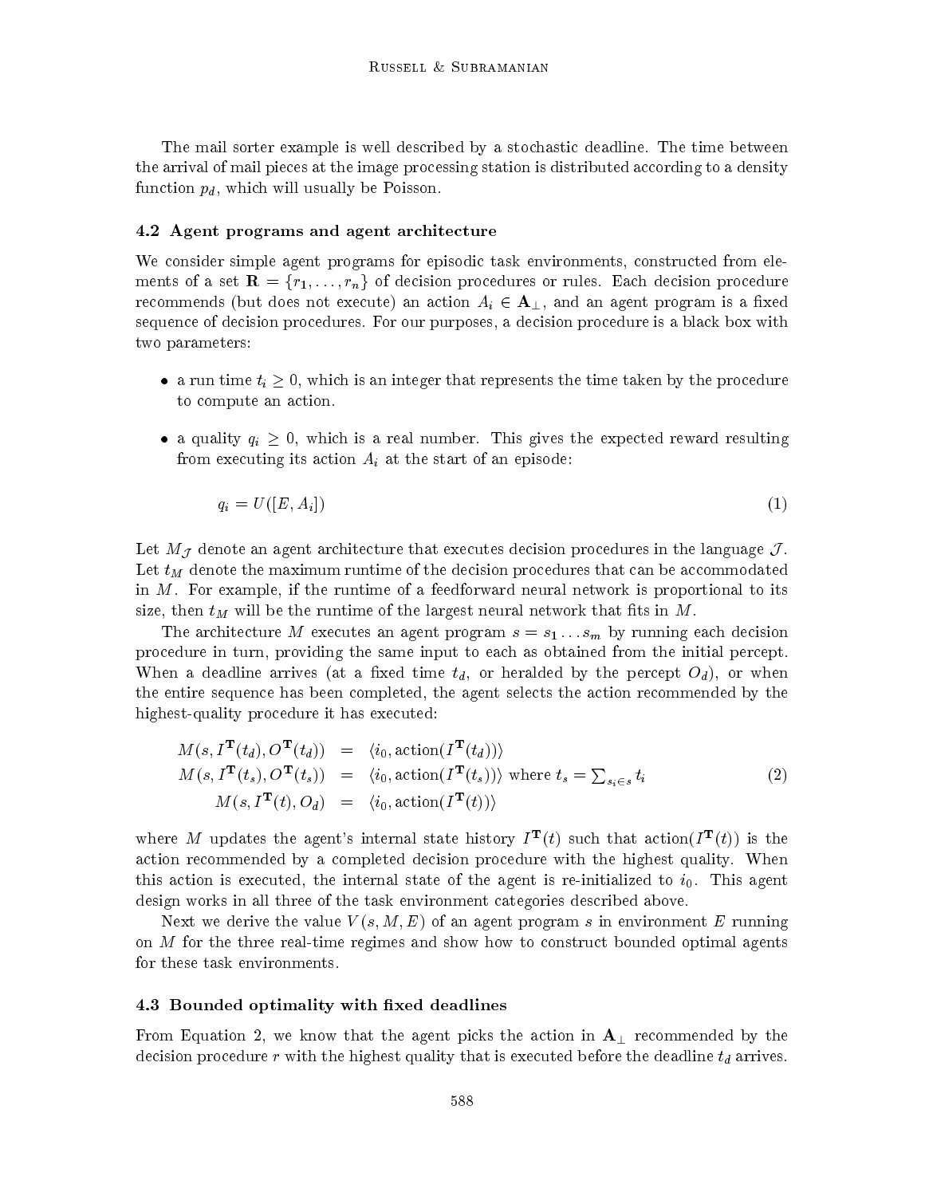The mail sorter example is well described by a stochastic deadline. The time between the arrival of mail pieces at the image processing station is distributed according to a density function $p_d$, which will usually be Poisson.

### 4.2 Agent programs and agent architecture

We consider simple agent programs for episodic task environments, constructed from elements of a set $\mathbf{R} = \{r_1, \ldots, r_n\}$ of decision procedures or rules. Each decision procedure recommends (but does not execute) an action $A_i \in \mathbf{A}_\perp$, and an agent program is a fixed sequence of decision procedures. For our purposes, a decision procedure is a black box with two parameters:

- a run time $t_i \geq 0$, which is an integer that represents the time taken by the procedure to compute an action.
- a quality $q_i \geq 0$, which is a real number. This gives the expected reward resulting from executing its action $A_i$ at the start of an episode:

$$q_i = U([E, A_i]) \tag{1}$$

Let $M_{\mathcal{J}}$ denote an agent architecture that executes decision procedures in the language $\mathcal{J}$. Let $t_M$ denote the maximum runtime of the decision procedures that can be accommodated in $M$. For example, if the runtime of a feedforward neural network is proportional to its size, then $t_M$ will be the runtime of the largest neural network that fits in $M$.

The architecture $M$ executes an agent program $s = s_1 \ldots s_m$ by running each decision procedure in turn, providing the same input to each as obtained from the initial percept. When a deadline arrives (at a fixed time $t_d$, or heralded by the percept $O_d$), or when the entire sequence has been completed, the agent selects the action recommended by the highest-quality procedure it has executed:

$$\begin{aligned}
M(s, I^{\mathbf{T}}(t_d), O^{\mathbf{T}}(t_d)) &= \langle i_0, \text{action}(I^{\mathbf{T}}(t_d)) \rangle \\
M(s, I^{\mathbf{T}}(t_s), O^{\mathbf{T}}(t_s)) &= \langle i_0, \text{action}(I^{\mathbf{T}}(t_s)) \rangle \text{ where } t_s = \textstyle\sum_{s_i \in s} t_i \\
M(s, I^{\mathbf{T}}(t), O_d) &= \langle i_0, \text{action}(I^{\mathbf{T}}(t)) \rangle
\end{aligned} \tag{2}$$

where $M$ updates the agent's internal state history $I^{\mathbf{T}}(t)$ such that action$(I^{\mathbf{T}}(t))$ is the action recommended by a completed decision procedure with the highest quality. When this action is executed, the internal state of the agent is re-initialized to $i_0$. This agent design works in all three of the task environment categories described above.

Next we derive the value $V(s, M, E)$ of an agent program $s$ in environment $E$ running on $M$ for the three real-time regimes and show how to construct bounded optimal agents for these task environments.

### 4.3 Bounded optimality with fixed deadlines

From Equation 2, we know that the agent picks the action in $\mathbf{A}_\perp$ recommended by the decision procedure $r$ with the highest quality that is executed before the deadline $t_d$ arrives.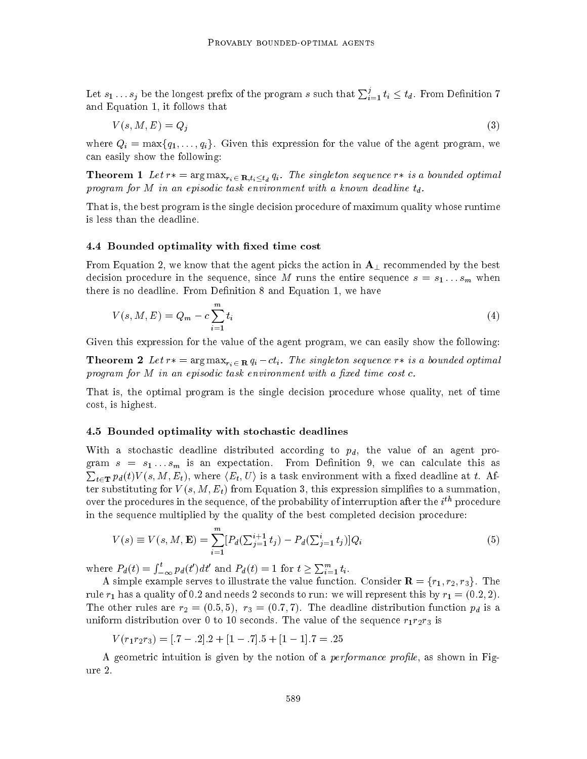Let $s_1 \ldots s_j$ be the longest prefix of the program $s$ such that $\sum_{i=1}^{j} t_i \leq t_d$. From Definition 7 and Equation 1, it follows that

$$V(s, M, E) = Q_j \tag{3}$$

where $Q_i = \max\{q_1, \ldots, q_i\}$. Given this expression for the value of the agent program, we can easily show the following:

**Theorem 1** *Let $r* = \arg\max_{r_i \in \mathbf{R}, t_i \leq t_d} q_i$. The singleton sequence $r*$ is a bounded optimal program for $M$ in an episodic task environment with a known deadline $t_d$.*

That is, the best program is the single decision procedure of maximum quality whose runtime is less than the deadline.

### 4.4 Bounded optimality with fixed time cost

From Equation 2, we know that the agent picks the action in $\mathbf{A}_\perp$ recommended by the best decision procedure in the sequence, since $M$ runs the entire sequence $s = s_1 \ldots s_m$ when there is no deadline. From Definition 8 and Equation 1, we have

$$V(s, M, E) = Q_m - c \sum_{i=1}^{m} t_i \tag{4}$$

Given this expression for the value of the agent program, we can easily show the following:

**Theorem 2** *Let $r* = \arg\max_{r_i \in \mathbf{R}} q_i - ct_i$. The singleton sequence $r*$ is a bounded optimal program for $M$ in an episodic task environment with a fixed time cost $c$.*

That is, the optimal program is the single decision procedure whose quality, net of time cost, is highest.

### 4.5 Bounded optimality with stochastic deadlines

With a stochastic deadline distributed according to $p_d$, the value of an agent program $s = s_1 \ldots s_m$ is an expectation. From Definition 9, we can calculate this as $\sum_{t \in \mathbf{T}} p_d(t) V(s, M, E_t)$, where $\langle E_t, U \rangle$ is a task environment with a fixed deadline at $t$. After substituting for $V(s, M, E_t)$ from Equation 3, this expression simplifies to a summation, over the procedures in the sequence, of the probability of interruption after the $i^{th}$ procedure in the sequence multiplied by the quality of the best completed decision procedure:

$$V(s) \equiv V(s, M, \mathbf{E}) = \sum_{i=1}^{m} [P_d(\textstyle\sum_{j=1}^{i+1} t_j) - P_d(\textstyle\sum_{j=1}^{i} t_j)] Q_i \tag{5}$$

where $P_d(t) = \int_{-\infty}^{t} p_d(t')dt'$ and $P_d(t) = 1$ for $t \geq \sum_{i=1}^{m} t_i$.

A simple example serves to illustrate the value function. Consider $\mathbf{R} = \{r_1, r_2, r_3\}$. The rule $r_1$ has a quality of 0.2 and needs 2 seconds to run: we will represent this by $r_1 = (0.2, 2)$. The other rules are $r_2 = (0.5, 5)$, $r_3 = (0.7, 7)$. The deadline distribution function $p_d$ is a uniform distribution over 0 to 10 seconds. The value of the sequence $r_1 r_2 r_3$ is

$$V(r_1 r_2 r_3) = [.7 - .2].2 + [1 - .7].5 + [1 - 1].7 = .25$$

A geometric intuition is given by the notion of a *performance profile*, as shown in Figure 2.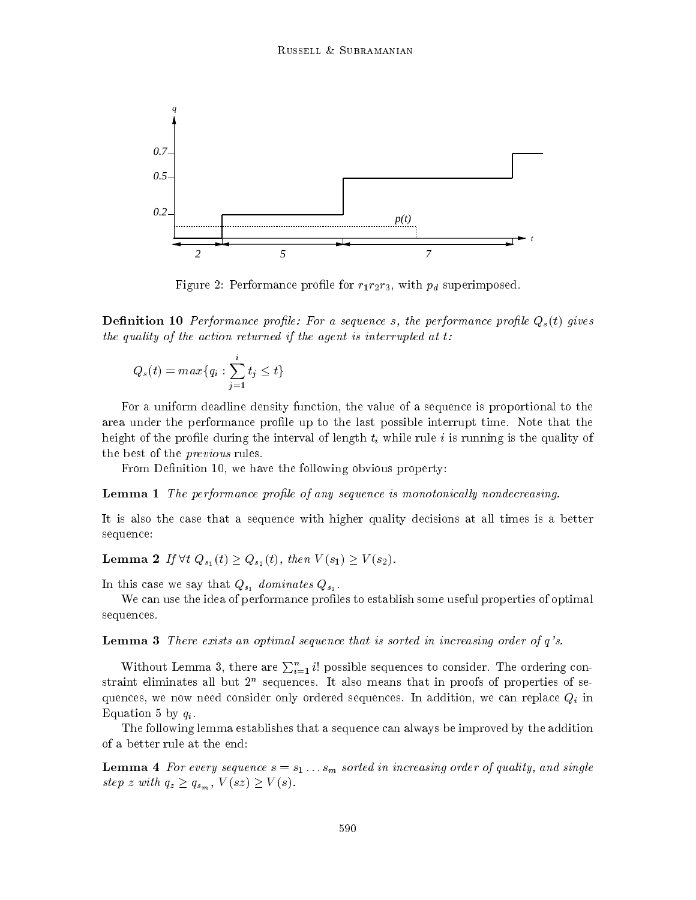Figure 2: Performance profile for $r_1 r_2 r_3$, with $p_d$ superimposed.

**Definition 10** *Performance profile: For a sequence $s$, the performance profile $Q_s(t)$ gives the quality of the action returned if the agent is interrupted at $t$:*

$$Q_s(t) = max\{q_i : \sum_{j=1}^{i} t_j \leq t\}$$

For a uniform deadline density function, the value of a sequence is proportional to the area under the performance profile up to the last possible interrupt time. Note that the height of the profile during the interval of length $t_i$ while rule $i$ is running is the quality of the best of the *previous* rules.

From Definition 10, we have the following obvious property:

**Lemma 1** *The performance profile of any sequence is monotonically nondecreasing.*

It is also the case that a sequence with higher quality decisions at all times is a better sequence:

**Lemma 2** *If $\forall t\ Q_{s_1}(t) \geq Q_{s_2}(t)$, then $V(s_1) \geq V(s_2)$.*

In this case we say that $Q_{s_1}$ *dominates* $Q_{s_2}$.

We can use the idea of performance profiles to establish some useful properties of optimal sequences.

**Lemma 3** *There exists an optimal sequence that is sorted in increasing order of $q$'s.*

Without Lemma 3, there are $\sum_{i=1}^{n} i!$ possible sequences to consider. The ordering constraint eliminates all but $2^n$ sequences. It also means that in proofs of properties of sequences, we now need consider only ordered sequences. In addition, we can replace $Q_i$ in Equation 5 by $q_i$.

The following lemma establishes that a sequence can always be improved by the addition of a better rule at the end:

**Lemma 4** *For every sequence $s = s_1 \ldots s_m$ sorted in increasing order of quality, and single step $z$ with $q_z \geq q_{s_m}$, $V(sz) \geq V(s)$.*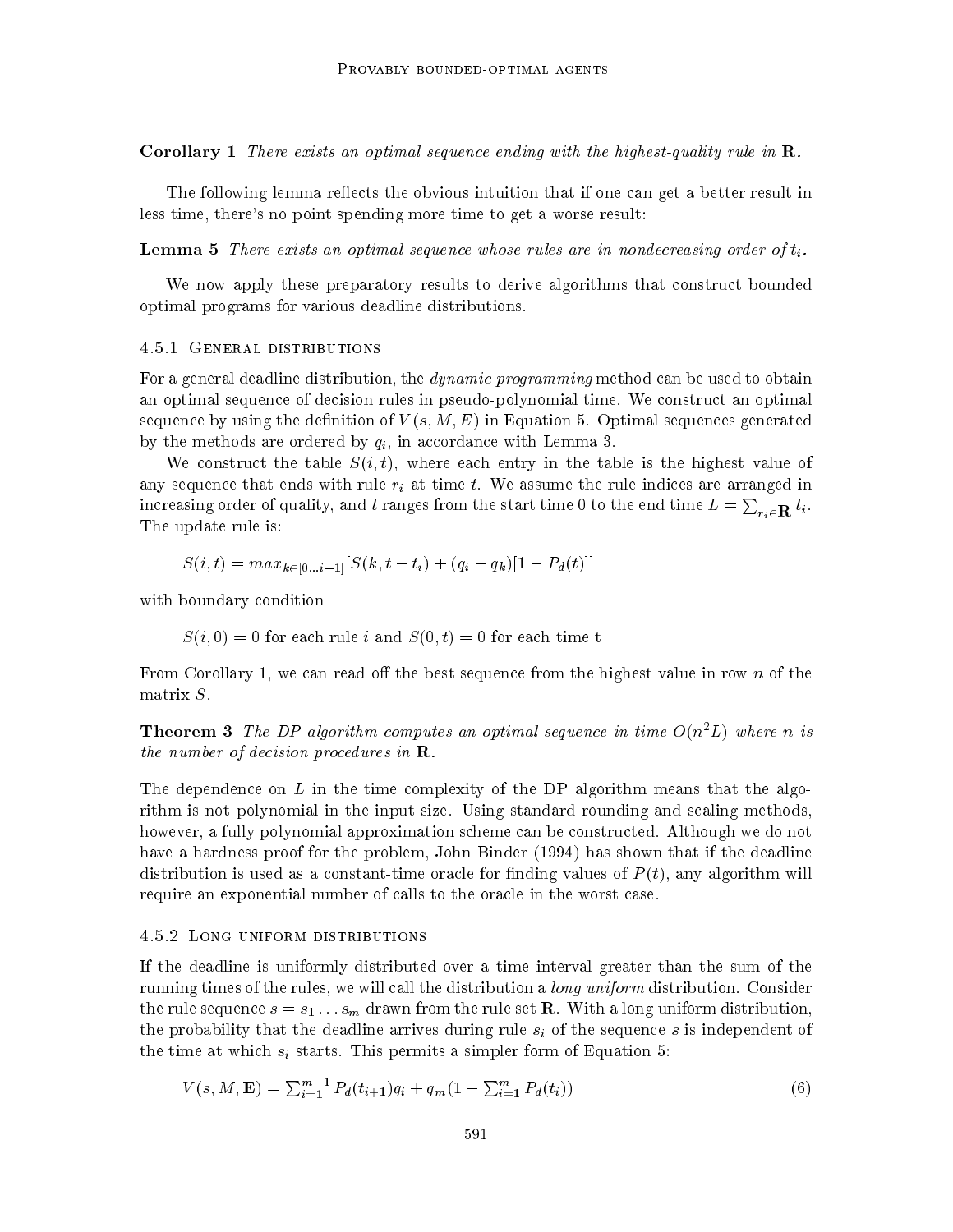**Corollary 1** *There exists an optimal sequence ending with the highest-quality rule in* $\mathbf{R}$*.*

The following lemma reflects the obvious intuition that if one can get a better result in less time, there's no point spending more time to get a worse result:

**Lemma 5** *There exists an optimal sequence whose rules are in nondecreasing order of* $t_i$*.*

We now apply these preparatory results to derive algorithms that construct bounded optimal programs for various deadline distributions.

### 4.5.1 General distributions

For a general deadline distribution, the *dynamic programming* method can be used to obtain an optimal sequence of decision rules in pseudo-polynomial time. We construct an optimal sequence by using the definition of $V(s, M, E)$ in Equation 5. Optimal sequences generated by the methods are ordered by $q_i$, in accordance with Lemma 3.

We construct the table $S(i, t)$, where each entry in the table is the highest value of any sequence that ends with rule $r_i$ at time $t$. We assume the rule indices are arranged in increasing order of quality, and $t$ ranges from the start time 0 to the end time $L = \sum_{r_i \in \mathbf{R}} t_i$. The update rule is:

$$S(i, t) = max_{k \in [0 \ldots i-1]}[S(k, t - t_i) + (q_i - q_k)[1 - P_d(t)]]$$

with boundary condition

$$S(i, 0) = 0 \text{ for each rule } i \text{ and } S(0, t) = 0 \text{ for each time t}$$

From Corollary 1, we can read off the best sequence from the highest value in row $n$ of the matrix $S$.

**Theorem 3** *The DP algorithm computes an optimal sequence in time* $O(n^2 L)$ *where* $n$ *is the number of decision procedures in* $\mathbf{R}$*.*

The dependence on $L$ in the time complexity of the DP algorithm means that the algorithm is not polynomial in the input size. Using standard rounding and scaling methods, however, a fully polynomial approximation scheme can be constructed. Although we do not have a hardness proof for the problem, John Binder (1994) has shown that if the deadline distribution is used as a constant-time oracle for finding values of $P(t)$, any algorithm will require an exponential number of calls to the oracle in the worst case.

### 4.5.2 Long uniform distributions

If the deadline is uniformly distributed over a time interval greater than the sum of the running times of the rules, we will call the distribution a *long uniform* distribution. Consider the rule sequence $s = s_1 \ldots s_m$ drawn from the rule set $\mathbf{R}$. With a long uniform distribution, the probability that the deadline arrives during rule $s_i$ of the sequence $s$ is independent of the time at which $s_i$ starts. This permits a simpler form of Equation 5:

$$V(s, M, \mathbf{E}) = \sum_{i=1}^{m-1} P_d(t_{i+1}) q_i + q_m (1 - \sum_{i=1}^{m} P_d(t_i)) \tag{6}$$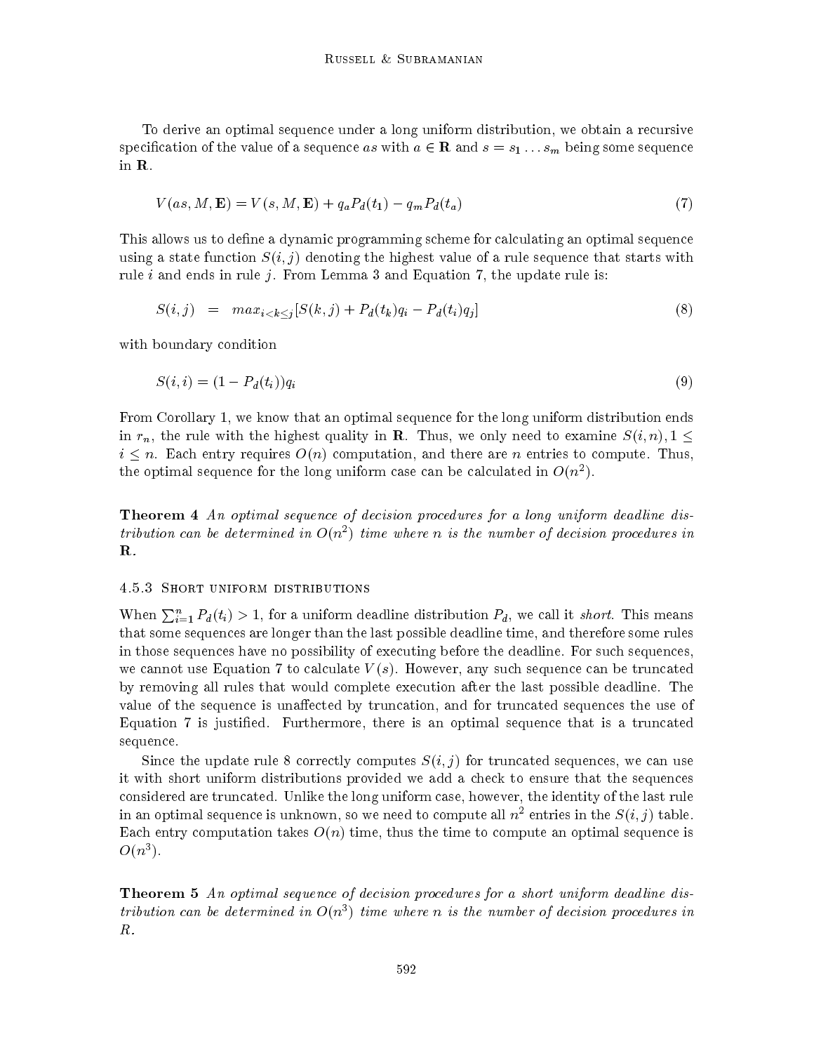To derive an optimal sequence under a long uniform distribution, we obtain a recursive specification of the value of a sequence $as$ with $a \in \mathbf{R}$ and $s = s_1 \ldots s_m$ being some sequence in $\mathbf{R}$.

$$V(as, M, \mathbf{E}) = V(s, M, \mathbf{E}) + q_a P_d(t_1) - q_m P_d(t_a) \tag{7}$$

This allows us to define a dynamic programming scheme for calculating an optimal sequence using a state function $S(i,j)$ denoting the highest value of a rule sequence that starts with rule $i$ and ends in rule $j$. From Lemma 3 and Equation 7, the update rule is:

$$S(i,j) \quad = \quad max_{i<k\leq j}[S(k,j) + P_d(t_k)q_i - P_d(t_i)q_j] \tag{8}$$

with boundary condition

$$S(i,i) = (1 - P_d(t_i))q_i \tag{9}$$

From Corollary 1, we know that an optimal sequence for the long uniform distribution ends in $r_n$, the rule with the highest quality in $\mathbf{R}$. Thus, we only need to examine $S(i,n), 1 \leq i \leq n$. Each entry requires $O(n)$ computation, and there are $n$ entries to compute. Thus, the optimal sequence for the long uniform case can be calculated in $O(n^2)$.

**Theorem 4** *An optimal sequence of decision procedures for a long uniform deadline distribution can be determined in $O(n^2)$ time where $n$ is the number of decision procedures in* $\mathbf{R}$.

#### 4.5.3 Short uniform distributions

When $\sum_{i=1}^{n} P_d(t_i) > 1$, for a uniform deadline distribution $P_d$, we call it *short*. This means that some sequences are longer than the last possible deadline time, and therefore some rules in those sequences have no possibility of executing before the deadline. For such sequences, we cannot use Equation 7 to calculate $V(s)$. However, any such sequence can be truncated by removing all rules that would complete execution after the last possible deadline. The value of the sequence is unaffected by truncation, and for truncated sequences the use of Equation 7 is justified. Furthermore, there is an optimal sequence that is a truncated sequence.

Since the update rule 8 correctly computes $S(i,j)$ for truncated sequences, we can use it with short uniform distributions provided we add a check to ensure that the sequences considered are truncated. Unlike the long uniform case, however, the identity of the last rule in an optimal sequence is unknown, so we need to compute all $n^2$ entries in the $S(i,j)$ table. Each entry computation takes $O(n)$ time, thus the time to compute an optimal sequence is $O(n^3)$.

**Theorem 5** *An optimal sequence of decision procedures for a short uniform deadline distribution can be determined in $O(n^3)$ time where $n$ is the number of decision procedures in $R$.*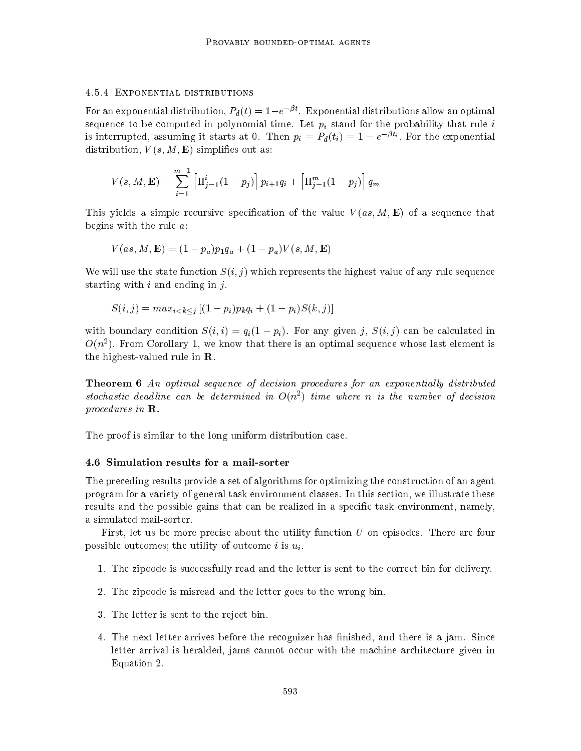#### 4.5.4 Exponential distributions

For an exponential distribution, $P_d(t) = 1 - e^{-\beta t}$. Exponential distributions allow an optimal sequence to be computed in polynomial time. Let $p_i$ stand for the probability that rule $i$ is interrupted, assuming it starts at 0. Then $p_i = P_d(t_i) = 1 - e^{-\beta t_i}$. For the exponential distribution, $V(s, M, \mathbf{E})$ simplifies out as:

$$V(s, M, \mathbf{E}) = \sum_{i=1}^{m-1} \left[\Pi_{j=1}^{i}(1 - p_j)\right] p_{i+1} q_i + \left[\Pi_{j=1}^{m}(1 - p_j)\right] q_m$$

This yields a simple recursive specification of the value $V(as, M, \mathbf{E})$ of a sequence that begins with the rule $a$:

$$V(as, M, \mathbf{E}) = (1 - p_a) p_1 q_a + (1 - p_a) V(s, M, \mathbf{E})$$

We will use the state function $S(i, j)$ which represents the highest value of any rule sequence starting with $i$ and ending in $j$.

$$S(i, j) = max_{i < k \leq j} \left[(1 - p_i) p_k q_i + (1 - p_i) S(k, j)\right]$$

with boundary condition $S(i, i) = q_i(1 - p_i)$. For any given $j$, $S(i, j)$ can be calculated in $O(n^2)$. From Corollary 1, we know that there is an optimal sequence whose last element is the highest-valued rule in $\mathbf{R}$.

**Theorem 6** *An optimal sequence of decision procedures for an exponentially distributed stochastic deadline can be determined in $O(n^2)$ time where $n$ is the number of decision procedures in* $\mathbf{R}$.

The proof is similar to the long uniform distribution case.

### 4.6 Simulation results for a mail-sorter

The preceding results provide a set of algorithms for optimizing the construction of an agent program for a variety of general task environment classes. In this section, we illustrate these results and the possible gains that can be realized in a specific task environment, namely, a simulated mail-sorter.

First, let us be more precise about the utility function $U$ on episodes. There are four possible outcomes; the utility of outcome $i$ is $u_i$.

1. The zipcode is successfully read and the letter is sent to the correct bin for delivery.
2. The zipcode is misread and the letter goes to the wrong bin.
3. The letter is sent to the reject bin.
4. The next letter arrives before the recognizer has finished, and there is a jam. Since letter arrival is heralded, jams cannot occur with the machine architecture given in Equation 2.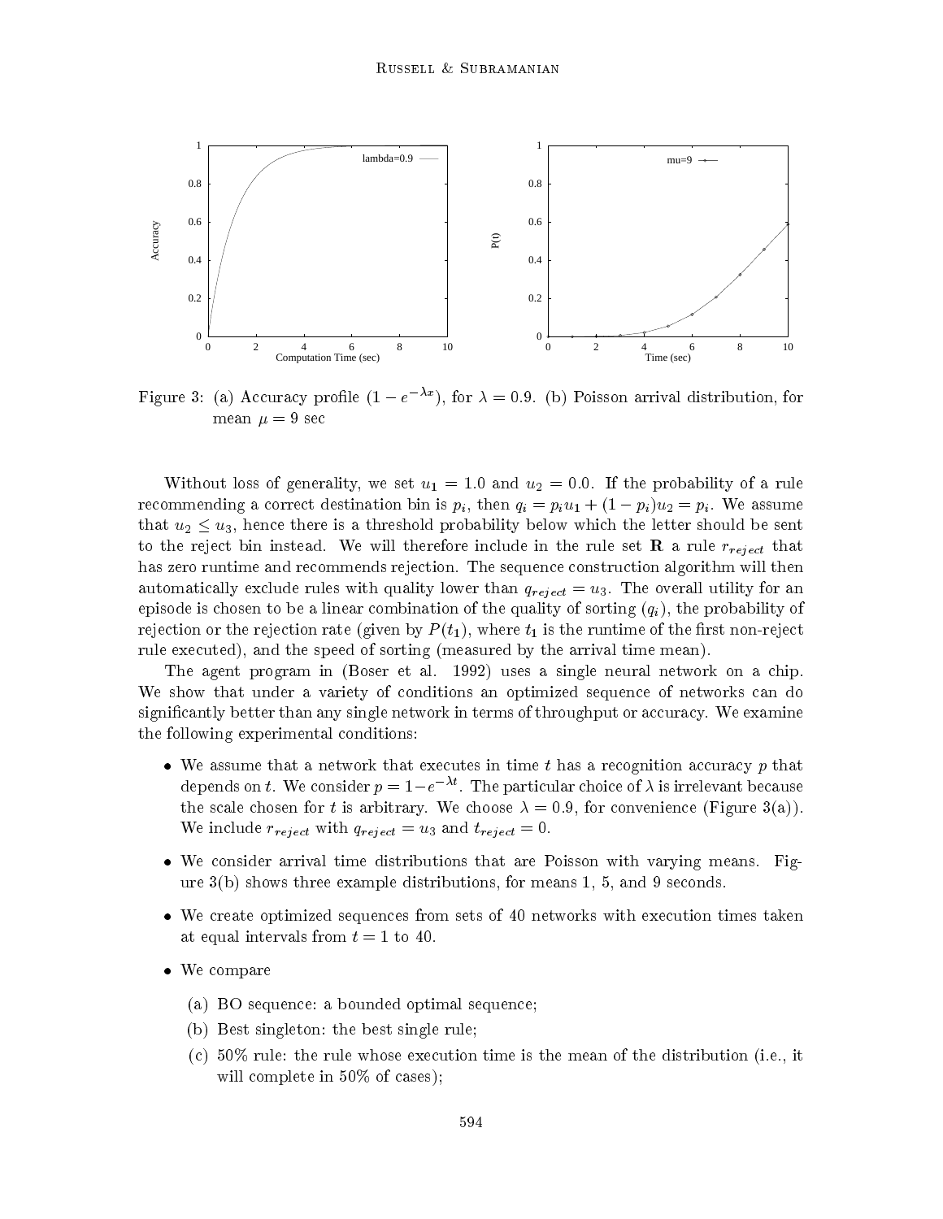Figure 3: (a) Accuracy profile ($1 - e^{-\lambda x}$), for $\lambda = 0.9$. (b) Poisson arrival distribution, for mean $\mu = 9$ sec

Without loss of generality, we set $u_1 = 1.0$ and $u_2 = 0.0$. If the probability of a rule recommending a correct destination bin is $p_i$, then $q_i = p_i u_1 + (1 - p_i)u_2 = p_i$. We assume that $u_2 \leq u_3$, hence there is a threshold probability below which the letter should be sent to the reject bin instead. We will therefore include in the rule set $\mathbf{R}$ a rule $r_{reject}$ that has zero runtime and recommends rejection. The sequence construction algorithm will then automatically exclude rules with quality lower than $q_{reject} = u_3$. The overall utility for an episode is chosen to be a linear combination of the quality of sorting ($q_i$), the probability of rejection or the rejection rate (given by $P(t_1)$, where $t_1$ is the runtime of the first non-reject rule executed), and the speed of sorting (measured by the arrival time mean).

The agent program in (Boser et al. 1992) uses a single neural network on a chip. We show that under a variety of conditions an optimized sequence of networks can do significantly better than any single network in terms of throughput or accuracy. We examine the following experimental conditions:

- We assume that a network that executes in time $t$ has a recognition accuracy $p$ that depends on $t$. We consider $p = 1 - e^{-\lambda t}$. The particular choice of $\lambda$ is irrelevant because the scale chosen for $t$ is arbitrary. We choose $\lambda = 0.9$, for convenience (Figure 3(a)). We include $r_{reject}$ with $q_{reject} = u_3$ and $t_{reject} = 0$.
- We consider arrival time distributions that are Poisson with varying means. Figure 3(b) shows three example distributions, for means 1, 5, and 9 seconds.
- We create optimized sequences from sets of 40 networks with execution times taken at equal intervals from $t = 1$ to 40.
- We compare
  - (a) BO sequence: a bounded optimal sequence;
  - (b) Best singleton: the best single rule;
  - (c) 50% rule: the rule whose execution time is the mean of the distribution (i.e., it will complete in 50% of cases);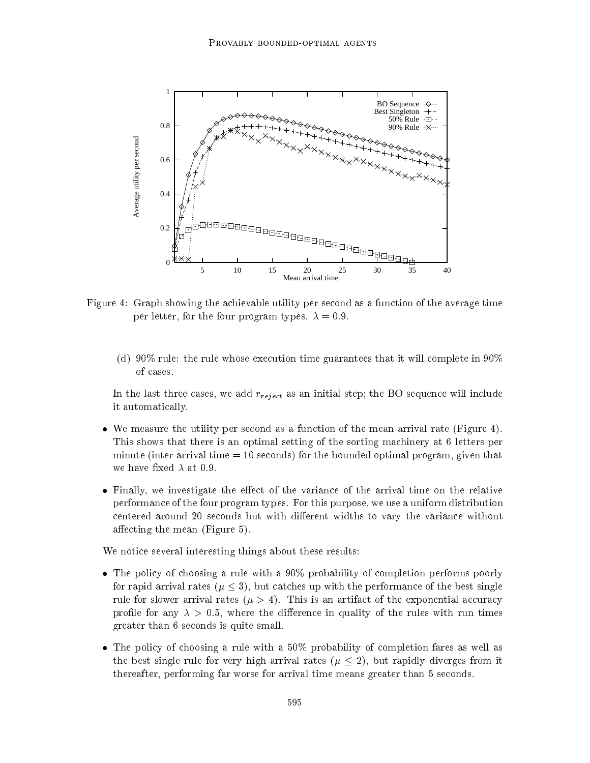Figure 4: Graph showing the achievable utility per second as a function of the average time per letter, for the four program types. $\lambda = 0.9$.

(d) 90% rule: the rule whose execution time guarantees that it will complete in 90% of cases.

In the last three cases, we add $r_{reject}$ as an initial step; the BO sequence will include it automatically.

- We measure the utility per second as a function of the mean arrival rate (Figure 4). This shows that there is an optimal setting of the sorting machinery at 6 letters per minute (inter-arrival time = 10 seconds) for the bounded optimal program, given that we have fixed $\lambda$ at 0.9.
- Finally, we investigate the effect of the variance of the arrival time on the relative performance of the four program types. For this purpose, we use a uniform distribution centered around 20 seconds but with different widths to vary the variance without affecting the mean (Figure 5).

We notice several interesting things about these results:

- The policy of choosing a rule with a 90% probability of completion performs poorly for rapid arrival rates ($\mu \leq 3$), but catches up with the performance of the best single rule for slower arrival rates ($\mu > 4$). This is an artifact of the exponential accuracy profile for any $\lambda > 0.5$, where the difference in quality of the rules with run times greater than 6 seconds is quite small.
- The policy of choosing a rule with a 50% probability of completion fares as well as the best single rule for very high arrival rates ($\mu \leq 2$), but rapidly diverges from it thereafter, performing far worse for arrival time means greater than 5 seconds.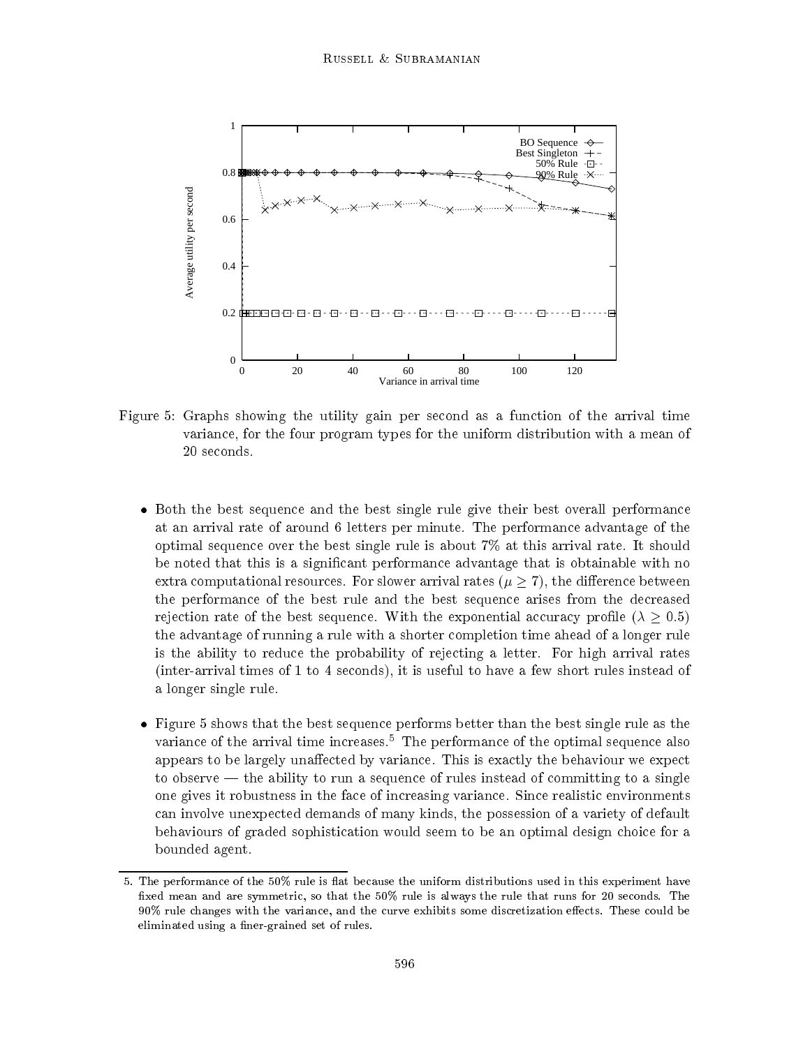Figure 5: Graphs showing the utility gain per second as a function of the arrival time variance, for the four program types for the uniform distribution with a mean of 20 seconds.

- Both the best sequence and the best single rule give their best overall performance at an arrival rate of around 6 letters per minute. The performance advantage of the optimal sequence over the best single rule is about 7% at this arrival rate. It should be noted that this is a significant performance advantage that is obtainable with no extra computational resources. For slower arrival rates ($\mu \geq 7$), the difference between the performance of the best rule and the best sequence arises from the decreased rejection rate of the best sequence. With the exponential accuracy profile ($\lambda \geq 0.5$) the advantage of running a rule with a shorter completion time ahead of a longer rule is the ability to reduce the probability of rejecting a letter. For high arrival rates (inter-arrival times of 1 to 4 seconds), it is useful to have a few short rules instead of a longer single rule.

- Figure 5 shows that the best sequence performs better than the best single rule as the variance of the arrival time increases.[5] The performance of the optimal sequence also appears to be largely unaffected by variance. This is exactly the behaviour we expect to observe — the ability to run a sequence of rules instead of committing to a single one gives it robustness in the face of increasing variance. Since realistic environments can involve unexpected demands of many kinds, the possession of a variety of default behaviours of graded sophistication would seem to be an optimal design choice for a bounded agent.

5. The performance of the 50% rule is flat because the uniform distributions used in this experiment have fixed mean and are symmetric, so that the 50% rule is always the rule that runs for 20 seconds. The 90% rule changes with the variance, and the curve exhibits some discretization effects. These could be eliminated using a finer-grained set of rules.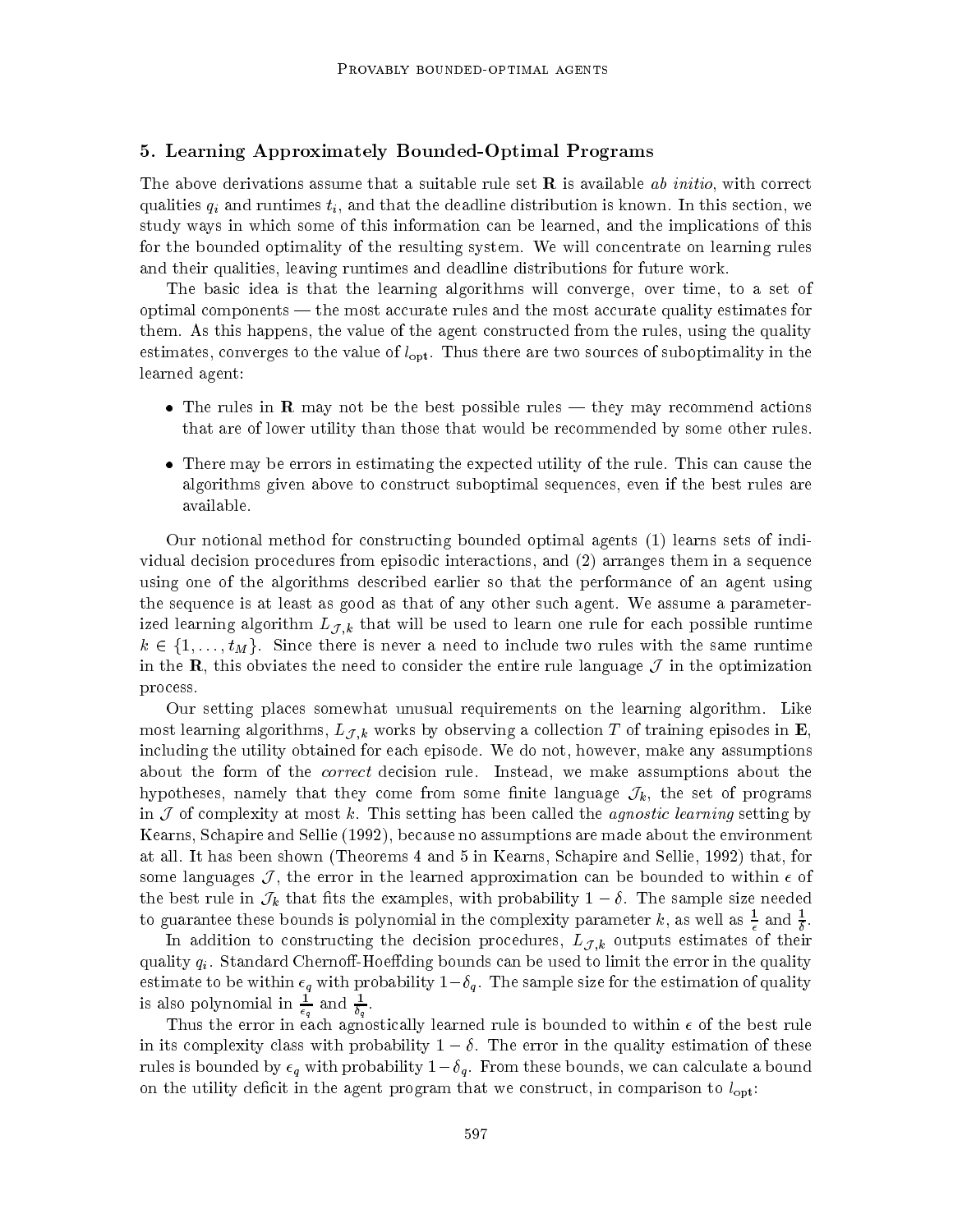## 5. Learning Approximately Bounded-Optimal Programs

The above derivations assume that a suitable rule set $\mathbf{R}$ is available *ab initio*, with correct qualities $q_i$ and runtimes $t_i$, and that the deadline distribution is known. In this section, we study ways in which some of this information can be learned, and the implications of this for the bounded optimality of the resulting system. We will concentrate on learning rules and their qualities, leaving runtimes and deadline distributions for future work.

The basic idea is that the learning algorithms will converge, over time, to a set of optimal components — the most accurate rules and the most accurate quality estimates for them. As this happens, the value of the agent constructed from the rules, using the quality estimates, converges to the value of $l_{\text{opt}}$. Thus there are two sources of suboptimality in the learned agent:

- The rules in $\mathbf{R}$ may not be the best possible rules — they may recommend actions that are of lower utility than those that would be recommended by some other rules.
- There may be errors in estimating the expected utility of the rule. This can cause the algorithms given above to construct suboptimal sequences, even if the best rules are available.

Our notional method for constructing bounded optimal agents (1) learns sets of individual decision procedures from episodic interactions, and (2) arranges them in a sequence using one of the algorithms described earlier so that the performance of an agent using the sequence is at least as good as that of any other such agent. We assume a parameterized learning algorithm $L_{\mathcal{J},k}$ that will be used to learn one rule for each possible runtime $k \in \{1, \ldots, t_M\}$. Since there is never a need to include two rules with the same runtime in the $\mathbf{R}$, this obviates the need to consider the entire rule language $\mathcal{J}$ in the optimization process.

Our setting places somewhat unusual requirements on the learning algorithm. Like most learning algorithms, $L_{\mathcal{J},k}$ works by observing a collection $T$ of training episodes in $\mathbf{E}$, including the utility obtained for each episode. We do not, however, make any assumptions about the form of the *correct* decision rule. Instead, we make assumptions about the hypotheses, namely that they come from some finite language $\mathcal{J}_k$, the set of programs in $\mathcal{J}$ of complexity at most $k$. This setting has been called the *agnostic learning* setting by Kearns, Schapire and Sellie (1992), because no assumptions are made about the environment at all. It has been shown (Theorems 4 and 5 in Kearns, Schapire and Sellie, 1992) that, for some languages $\mathcal{J}$, the error in the learned approximation can be bounded to within $\epsilon$ of the best rule in $\mathcal{J}_k$ that fits the examples, with probability $1 - \delta$. The sample size needed to guarantee these bounds is polynomial in the complexity parameter $k$, as well as $\frac{1}{\epsilon}$ and $\frac{1}{\delta}$.

In addition to constructing the decision procedures, $L_{\mathcal{J},k}$ outputs estimates of their quality $q_i$. Standard Chernoff-Hoeffding bounds can be used to limit the error in the quality estimate to be within $\epsilon_q$ with probability $1-\delta_q$. The sample size for the estimation of quality is also polynomial in $\frac{1}{\epsilon_q}$ and $\frac{1}{\delta_q}$.

Thus the error in each agnostically learned rule is bounded to within $\epsilon$ of the best rule in its complexity class with probability $1 - \delta$. The error in the quality estimation of these rules is bounded by $\epsilon_q$ with probability $1-\delta_q$. From these bounds, we can calculate a bound on the utility deficit in the agent program that we construct, in comparison to $l_{\text{opt}}$: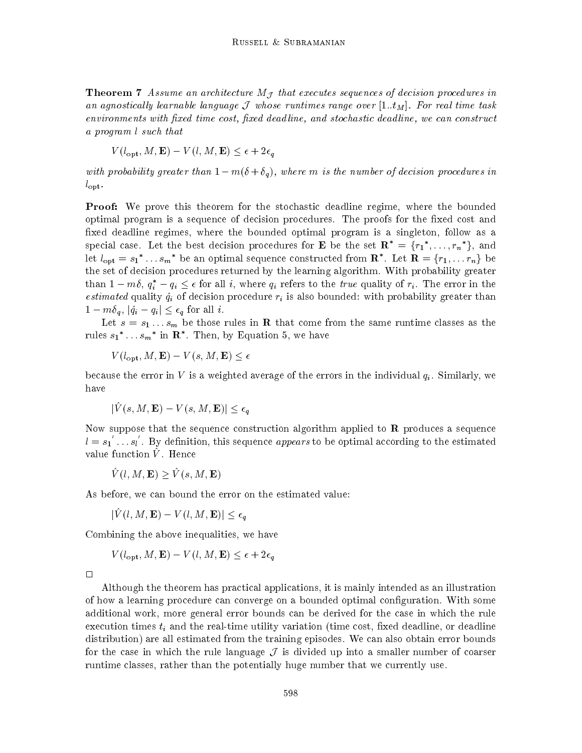**Theorem 7** *Assume an architecture $M_{\mathcal{J}}$ that executes sequences of decision procedures in an agnostically learnable language $\mathcal{J}$ whose runtimes range over $[1..t_M]$. For real time task environments with fixed time cost, fixed deadline, and stochastic deadline, we can construct a program $l$ such that*

$$V(l_{\text{opt}}, M, \mathbf{E}) - V(l, M, \mathbf{E}) \leq \epsilon + 2\epsilon_q$$

*with probability greater than $1 - m(\delta + \delta_q)$, where $m$ is the number of decision procedures in $l_{\text{opt}}$.*

**Proof:** We prove this theorem for the stochastic deadline regime, where the bounded optimal program is a sequence of decision procedures. The proofs for the fixed cost and fixed deadline regimes, where the bounded optimal program is a singleton, follow as a special case. Let the best decision procedures for $\mathbf{E}$ be the set $\mathbf{R}^* = \{r_1{}^*, \ldots, r_n{}^*\}$, and let $l_{\text{opt}} = s_1{}^* \ldots s_m{}^*$ be an optimal sequence constructed from $\mathbf{R}^*$. Let $\mathbf{R} = \{r_1, \ldots r_n\}$ be the set of decision procedures returned by the learning algorithm. With probability greater than $1 - m\delta$, $q_i^* - q_i \leq \epsilon$ for all $i$, where $q_i$ refers to the *true* quality of $r_i$. The error in the *estimated* quality $\hat{q}_i$ of decision procedure $r_i$ is also bounded: with probability greater than $1 - m\delta_q$, $|\hat{q}_i - q_i| \leq \epsilon_q$ for all $i$.

Let $s = s_1 \ldots s_m$ be those rules in $\mathbf{R}$ that come from the same runtime classes as the rules $s_1{}^* \ldots s_m{}^*$ in $\mathbf{R}^*$. Then, by Equation 5, we have

$$V(l_{\text{opt}}, M, \mathbf{E}) - V(s, M, \mathbf{E}) \leq \epsilon$$

because the error in $V$ is a weighted average of the errors in the individual $q_i$. Similarly, we have

$$|\hat{V}(s, M, \mathbf{E}) - V(s, M, \mathbf{E})| \leq \epsilon_q$$

Now suppose that the sequence construction algorithm applied to $\mathbf{R}$ produces a sequence $l = s_1{}' \ldots s_l{}'$. By definition, this sequence *appears* to be optimal according to the estimated value function $\hat{V}$. Hence

$$\hat{V}(l, M, \mathbf{E}) \geq \hat{V}(s, M, \mathbf{E})$$

As before, we can bound the error on the estimated value:

$$|\hat{V}(l, M, \mathbf{E}) - V(l, M, \mathbf{E})| \leq \epsilon_q$$

Combining the above inequalities, we have

$$V(l_{\text{opt}}, M, \mathbf{E}) - V(l, M, \mathbf{E}) \leq \epsilon + 2\epsilon_q$$

□

Although the theorem has practical applications, it is mainly intended as an illustration of how a learning procedure can converge on a bounded optimal configuration. With some additional work, more general error bounds can be derived for the case in which the rule execution times $t_i$ and the real-time utility variation (time cost, fixed deadline, or deadline distribution) are all estimated from the training episodes. We can also obtain error bounds for the case in which the rule language $\mathcal{J}$ is divided up into a smaller number of coarser runtime classes, rather than the potentially huge number that we currently use.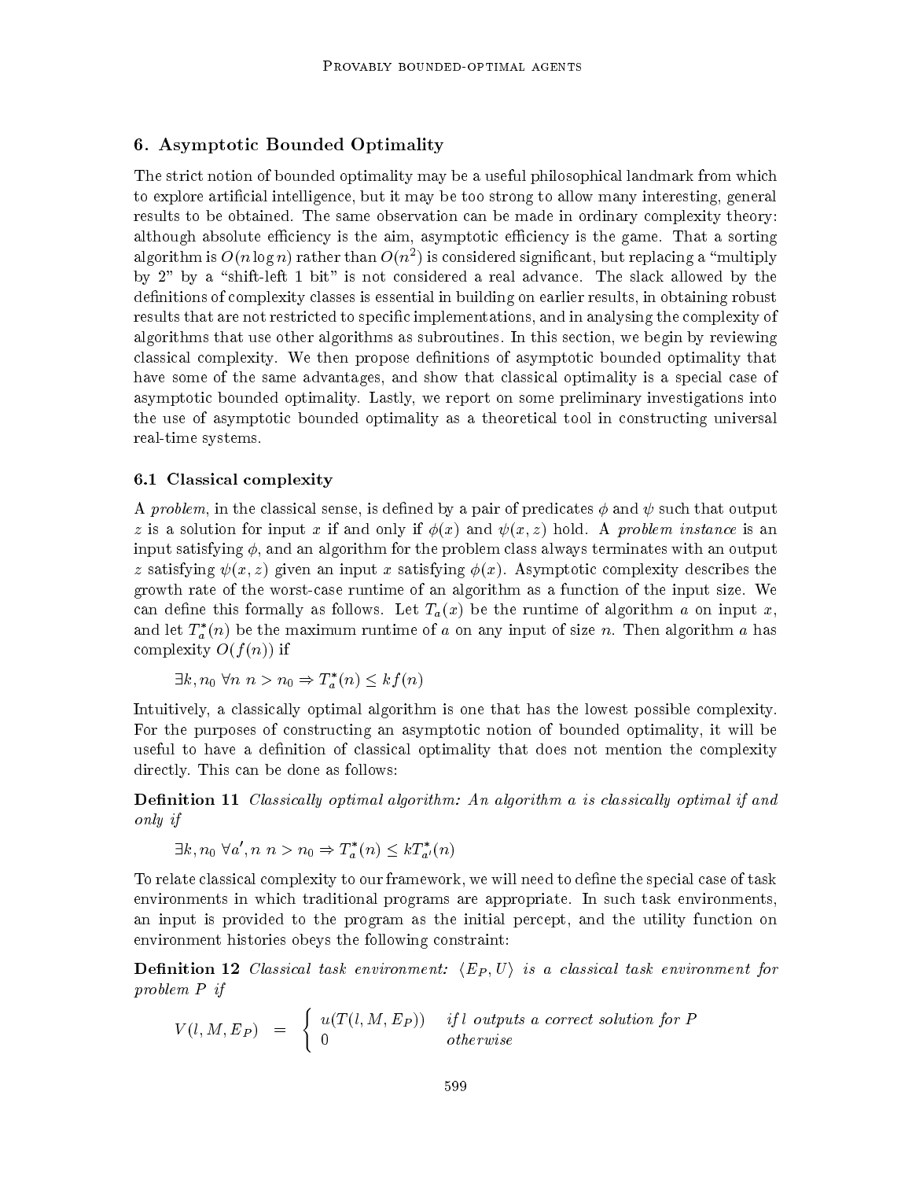## 6. Asymptotic Bounded Optimality

The strict notion of bounded optimality may be a useful philosophical landmark from which to explore artificial intelligence, but it may be too strong to allow many interesting, general results to be obtained. The same observation can be made in ordinary complexity theory: although absolute efficiency is the aim, asymptotic efficiency is the game. That a sorting algorithm is $O(n \log n)$ rather than $O(n^2)$ is considered significant, but replacing a "multiply by 2" by a "shift-left 1 bit" is not considered a real advance. The slack allowed by the definitions of complexity classes is essential in building on earlier results, in obtaining robust results that are not restricted to specific implementations, and in analysing the complexity of algorithms that use other algorithms as subroutines. In this section, we begin by reviewing classical complexity. We then propose definitions of asymptotic bounded optimality that have some of the same advantages, and show that classical optimality is a special case of asymptotic bounded optimality. Lastly, we report on some preliminary investigations into the use of asymptotic bounded optimality as a theoretical tool in constructing universal real-time systems.

### 6.1 Classical complexity

A *problem*, in the classical sense, is defined by a pair of predicates $\phi$ and $\psi$ such that output $z$ is a solution for input $x$ if and only if $\phi(x)$ and $\psi(x, z)$ hold. A *problem instance* is an input satisfying $\phi$, and an algorithm for the problem class always terminates with an output $z$ satisfying $\psi(x, z)$ given an input $x$ satisfying $\phi(x)$. Asymptotic complexity describes the growth rate of the worst-case runtime of an algorithm as a function of the input size. We can define this formally as follows. Let $T_a(x)$ be the runtime of algorithm $a$ on input $x$, and let $T_a^*(n)$ be the maximum runtime of $a$ on any input of size $n$. Then algorithm $a$ has complexity $O(f(n))$ if

$$\exists k, n_0 \; \forall n \; n > n_0 \Rightarrow T_a^*(n) \leq kf(n)$$

Intuitively, a classically optimal algorithm is one that has the lowest possible complexity. For the purposes of constructing an asymptotic notion of bounded optimality, it will be useful to have a definition of classical optimality that does not mention the complexity directly. This can be done as follows:

**Definition 11** *Classically optimal algorithm: An algorithm $a$ is classically optimal if and only if*

$$\exists k, n_0 \; \forall a', n \; n > n_0 \Rightarrow T_a^*(n) \leq kT_{a'}^*(n)$$

To relate classical complexity to our framework, we will need to define the special case of task environments in which traditional programs are appropriate. In such task environments, an input is provided to the program as the initial percept, and the utility function on environment histories obeys the following constraint:

**Definition 12** *Classical task environment: $\langle \mathbf{E}_P, U \rangle$ is a classical task environment for problem $P$ if*

$$V(l, M, \mathbf{E}_P) \;\; = \;\; \begin{cases} u(T(l, M, \mathbf{E}_P)) & \textit{if } l \textit{ outputs a correct solution for } P \\ 0 & \textit{otherwise} \end{cases}$$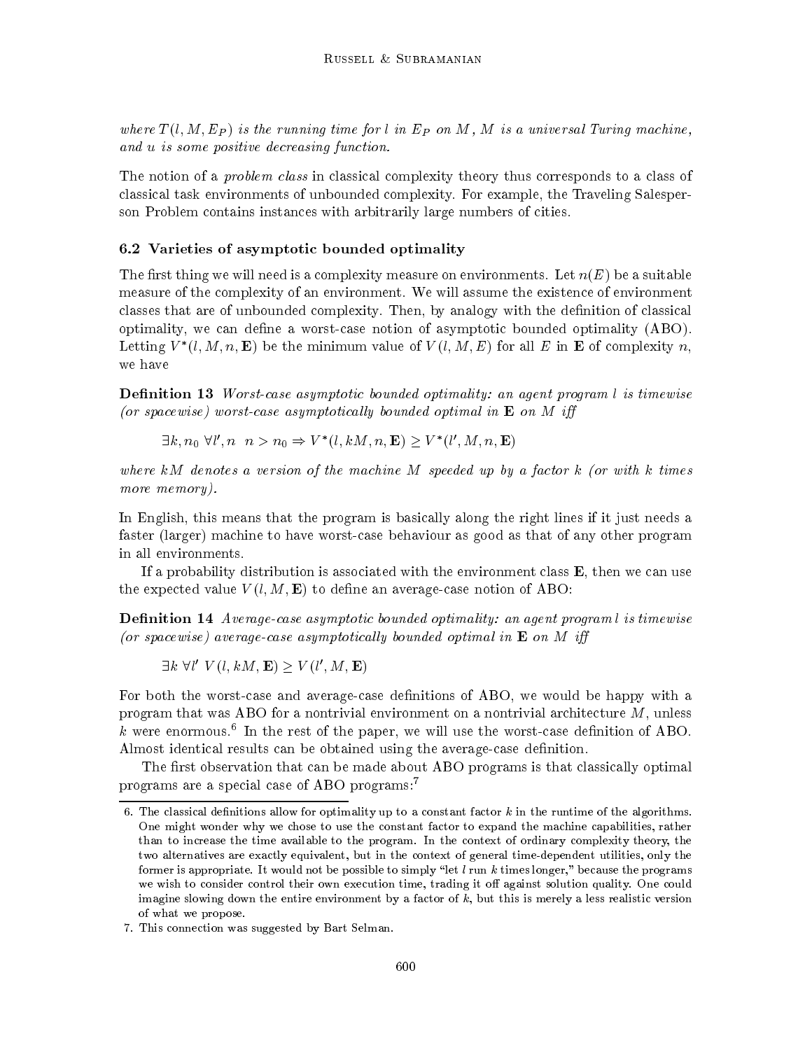*where $T(l, M, E_P)$ is the running time for $l$ in $E_P$ on $M$, $M$ is a universal Turing machine, and $u$ is some positive decreasing function.*

The notion of a *problem class* in classical complexity theory thus corresponds to a class of classical task environments of unbounded complexity. For example, the Traveling Salesperson Problem contains instances with arbitrarily large numbers of cities.

### 6.2 Varieties of asymptotic bounded optimality

The first thing we will need is a complexity measure on environments. Let $n(E)$ be a suitable measure of the complexity of an environment. We will assume the existence of environment classes that are of unbounded complexity. Then, by analogy with the definition of classical optimality, we can define a worst-case notion of asymptotic bounded optimality (ABO). Letting $V^*(l, M, n, \mathbf{E})$ be the minimum value of $V(l, M, E)$ for all $E$ in $\mathbf{E}$ of complexity $n$, we have

**Definition 13** *Worst-case asymptotic bounded optimality: an agent program $l$ is timewise (or spacewise) worst-case asymptotically bounded optimal in $\mathbf{E}$ on $M$ iff*

$$\exists k, n_0 \ \forall l', n \ \ n > n_0 \Rightarrow V^*(l, kM, n, \mathbf{E}) \geq V^*(l', M, n, \mathbf{E})$$

*where $kM$ denotes a version of the machine $M$ speeded up by a factor $k$ (or with $k$ times more memory).*

In English, this means that the program is basically along the right lines if it just needs a faster (larger) machine to have worst-case behaviour as good as that of any other program in all environments.

If a probability distribution is associated with the environment class $\mathbf{E}$, then we can use the expected value $V(l, M, \mathbf{E})$ to define an average-case notion of ABO:

**Definition 14** *Average-case asymptotic bounded optimality: an agent program $l$ is timewise (or spacewise) average-case asymptotically bounded optimal in $\mathbf{E}$ on $M$ iff*

$$\exists k \ \forall l' \ V(l, kM, \mathbf{E}) \geq V(l', M, \mathbf{E})$$

For both the worst-case and average-case definitions of ABO, we would be happy with a program that was ABO for a nontrivial environment on a nontrivial architecture $M$, unless $k$ were enormous.[6] In the rest of the paper, we will use the worst-case definition of ABO. Almost identical results can be obtained using the average-case definition.

The first observation that can be made about ABO programs is that classically optimal programs are a special case of ABO programs:[7]

---

6. The classical definitions allow for optimality up to a constant factor $k$ in the runtime of the algorithms. One might wonder why we chose to use the constant factor to expand the machine capabilities, rather than to increase the time available to the program. In the context of ordinary complexity theory, the two alternatives are exactly equivalent, but in the context of general time-dependent utilities, only the former is appropriate. It would not be possible to simply "let $l$ run $k$ times longer," because the programs we wish to consider control their own execution time, trading it off against solution quality. One could imagine slowing down the entire environment by a factor of $k$, but this is merely a less realistic version of what we propose.

7. This connection was suggested by Bart Selman.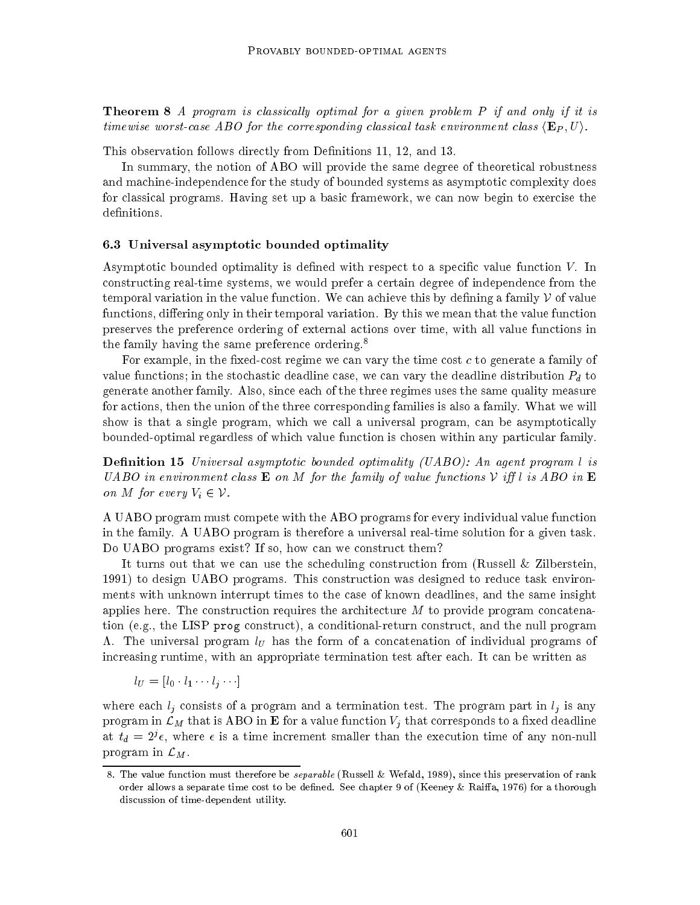**Theorem 8** *A program is classically optimal for a given problem $P$ if and only if it is timewise worst-case ABO for the corresponding classical task environment class $\langle \mathbf{E}_P, U \rangle$.*

This observation follows directly from Definitions 11, 12, and 13.

In summary, the notion of ABO will provide the same degree of theoretical robustness and machine-independence for the study of bounded systems as asymptotic complexity does for classical programs. Having set up a basic framework, we can now begin to exercise the definitions.

### 6.3 Universal asymptotic bounded optimality

Asymptotic bounded optimality is defined with respect to a specific value function $V$. In constructing real-time systems, we would prefer a certain degree of independence from the temporal variation in the value function. We can achieve this by defining a family $\mathcal{V}$ of value functions, differing only in their temporal variation. By this we mean that the value function preserves the preference ordering of external actions over time, with all value functions in the family having the same preference ordering.[8]

For example, in the fixed-cost regime we can vary the time cost $c$ to generate a family of value functions; in the stochastic deadline case, we can vary the deadline distribution $P_d$ to generate another family. Also, since each of the three regimes uses the same quality measure for actions, then the union of the three corresponding families is also a family. What we will show is that a single program, which we call a universal program, can be asymptotically bounded-optimal regardless of which value function is chosen within any particular family.

**Definition 15** *Universal asymptotic bounded optimality (UABO): An agent program $l$ is UABO in environment class $\mathbf{E}$ on $M$ for the family of value functions $\mathcal{V}$ iff $l$ is ABO in $\mathbf{E}$ on $M$ for every $V_i \in \mathcal{V}$.*

A UABO program must compete with the ABO programs for every individual value function in the family. A UABO program is therefore a universal real-time solution for a given task. Do UABO programs exist? If so, how can we construct them?

It turns out that we can use the scheduling construction from (Russell & Zilberstein, 1991) to design UABO programs. This construction was designed to reduce task environments with unknown interrupt times to the case of known deadlines, and the same insight applies here. The construction requires the architecture $M$ to provide program concatenation (e.g., the LISP `prog` construct), a conditional-return construct, and the null program $\Lambda$. The universal program $l_U$ has the form of a concatenation of individual programs of increasing runtime, with an appropriate termination test after each. It can be written as

$$l_U = [l_0 \cdot l_1 \cdots l_j \cdots]$$

where each $l_j$ consists of a program and a termination test. The program part in $l_j$ is any program in $\mathcal{L}_M$ that is ABO in $\mathbf{E}$ for a value function $V_j$ that corresponds to a fixed deadline at $t_d = 2^j \epsilon$, where $\epsilon$ is a time increment smaller than the execution time of any non-null program in $\mathcal{L}_M$.

8. The value function must therefore be *separable* (Russell & Wefald, 1989), since this preservation of rank order allows a separate time cost to be defined. See chapter 9 of (Keeney & Raiffa, 1976) for a thorough discussion of time-dependent utility.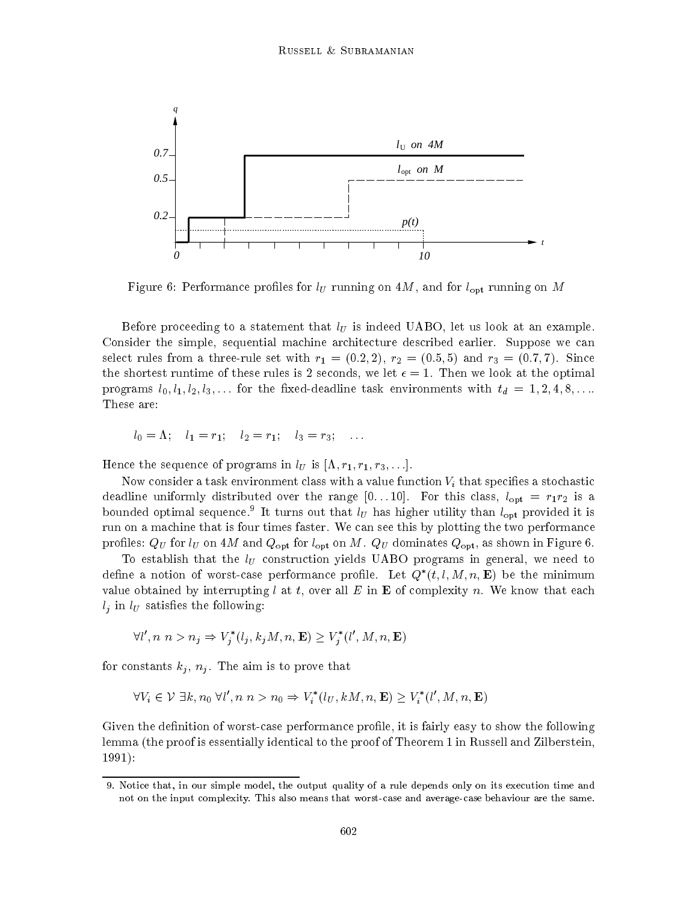Figure 6: Performance profiles for $l_U$ running on $4M$, and for $l_{\text{opt}}$ running on $M$

Before proceeding to a statement that $l_U$ is indeed UABO, let us look at an example. Consider the simple, sequential machine architecture described earlier. Suppose we can select rules from a three-rule set with $r_1 = (0.2, 2)$, $r_2 = (0.5, 5)$ and $r_3 = (0.7, 7)$. Since the shortest runtime of these rules is 2 seconds, we let $\epsilon = 1$. Then we look at the optimal programs $l_0, l_1, l_2, l_3, \ldots$ for the fixed-deadline task environments with $t_d = 1, 2, 4, 8, \ldots$. These are:

$$l_0 = \Lambda; \quad l_1 = r_1; \quad l_2 = r_1; \quad l_3 = r_3; \quad \ldots$$

Hence the sequence of programs in $l_U$ is $[\Lambda, r_1, r_1, r_3, \ldots]$.

Now consider a task environment class with a value function $V_i$ that specifies a stochastic deadline uniformly distributed over the range $[0 \ldots 10]$. For this class, $l_{\text{opt}} = r_1 r_2$ is a bounded optimal sequence.[9] It turns out that $l_U$ has higher utility than $l_{\text{opt}}$ provided it is run on a machine that is four times faster. We can see this by plotting the two performance profiles: $Q_U$ for $l_U$ on $4M$ and $Q_{\text{opt}}$ for $l_{\text{opt}}$ on $M$. $Q_U$ dominates $Q_{\text{opt}}$, as shown in Figure 6.

To establish that the $l_U$ construction yields UABO programs in general, we need to define a notion of worst-case performance profile. Let $Q^*(t, l, M, n, \mathbf{E})$ be the minimum value obtained by interrupting $l$ at $t$, over all $E$ in $\mathbf{E}$ of complexity $n$. We know that each $l_j$ in $l_U$ satisfies the following:

$$\forall l', n \; n > n_j \Rightarrow V_j^*(l_j, k_j M, n, \mathbf{E}) \geq V_j^*(l', M, n, \mathbf{E})$$

for constants $k_j$, $n_j$. The aim is to prove that

$$\forall V_i \in \mathcal{V} \; \exists k, n_0 \; \forall l', n \; n > n_0 \Rightarrow V_i^*(l_U, kM, n, \mathbf{E}) \geq V_i^*(l', M, n, \mathbf{E})$$

Given the definition of worst-case performance profile, it is fairly easy to show the following lemma (the proof is essentially identical to the proof of Theorem 1 in Russell and Zilberstein, 1991):

9. Notice that, in our simple model, the output quality of a rule depends only on its execution time and not on the input complexity. This also means that worst-case and average-case behaviour are the same.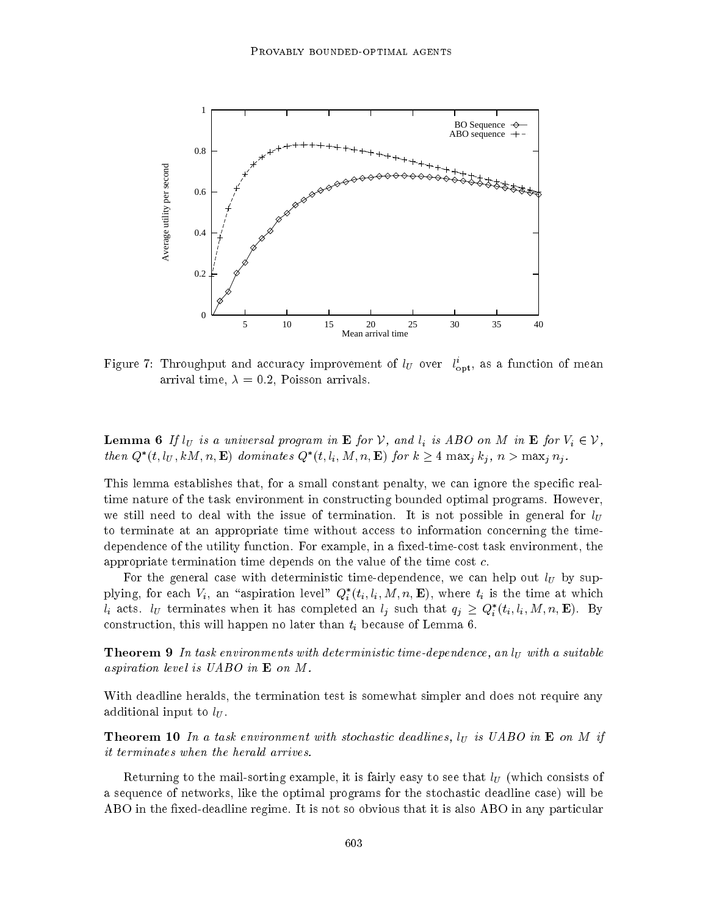Figure 7: Throughput and accuracy improvement of $l_U$ over $l^i_{\mathbf{opt}}$, as a function of mean arrival time, $\lambda = 0.2$, Poisson arrivals.

**Lemma 6** *If $l_U$ is a universal program in $\mathbf{E}$ for $\mathcal{V}$, and $l_i$ is ABO on $M$ in $\mathbf{E}$ for $V_i \in \mathcal{V}$, then $Q^*(t, l_U, kM, n, \mathbf{E})$ dominates $Q^*(t, l_i, M, n, \mathbf{E})$ for $k \geq 4 \max_j k_j$, $n > \max_j n_j$.*

This lemma establishes that, for a small constant penalty, we can ignore the specific real-time nature of the task environment in constructing bounded optimal programs. However, we still need to deal with the issue of termination. It is not possible in general for $l_U$ to terminate at an appropriate time without access to information concerning the time-dependence of the utility function. For example, in a fixed-time-cost task environment, the appropriate termination time depends on the value of the time cost $c$.

For the general case with deterministic time-dependence, we can help out $l_U$ by supplying, for each $V_i$, an "aspiration level" $Q_i^*(t_i, l_i, M, n, \mathbf{E})$, where $t_i$ is the time at which $l_i$ acts. $l_U$ terminates when it has completed an $l_j$ such that $q_j \geq Q_i^*(t_i, l_i, M, n, \mathbf{E})$. By construction, this will happen no later than $t_i$ because of Lemma 6.

**Theorem 9** *In task environments with deterministic time-dependence, an $l_U$ with a suitable aspiration level is UABO in $\mathbf{E}$ on $M$.*

With deadline heralds, the termination test is somewhat simpler and does not require any additional input to $l_U$.

**Theorem 10** *In a task environment with stochastic deadlines, $l_U$ is UABO in $\mathbf{E}$ on $M$ if it terminates when the herald arrives.*

Returning to the mail-sorting example, it is fairly easy to see that $l_U$ (which consists of a sequence of networks, like the optimal programs for the stochastic deadline case) will be ABO in the fixed-deadline regime. It is not so obvious that it is also ABO in any particular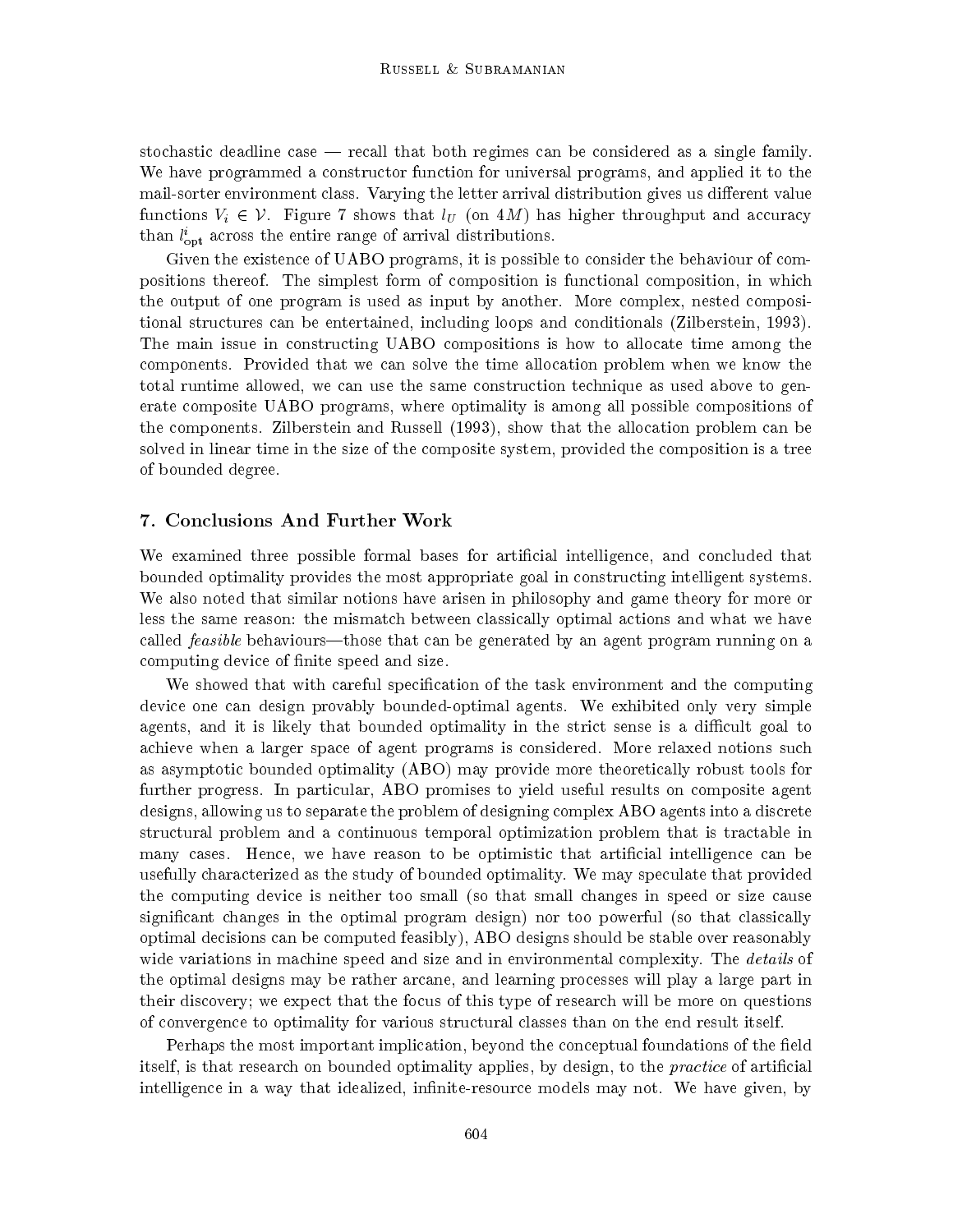stochastic deadline case — recall that both regimes can be considered as a single family. We have programmed a constructor function for universal programs, and applied it to the mail-sorter environment class. Varying the letter arrival distribution gives us different value functions $V_i \in \mathcal{V}$. Figure 7 shows that $l_U$ (on $4M$) has higher throughput and accuracy than $l^i_{\mathrm{opt}}$ across the entire range of arrival distributions.

Given the existence of UABO programs, it is possible to consider the behaviour of compositions thereof. The simplest form of composition is functional composition, in which the output of one program is used as input by another. More complex, nested compositional structures can be entertained, including loops and conditionals (Zilberstein, 1993). The main issue in constructing UABO compositions is how to allocate time among the components. Provided that we can solve the time allocation problem when we know the total runtime allowed, we can use the same construction technique as used above to generate composite UABO programs, where optimality is among all possible compositions of the components. Zilberstein and Russell (1993), show that the allocation problem can be solved in linear time in the size of the composite system, provided the composition is a tree of bounded degree.

## 7. Conclusions And Further Work

We examined three possible formal bases for artificial intelligence, and concluded that bounded optimality provides the most appropriate goal in constructing intelligent systems. We also noted that similar notions have arisen in philosophy and game theory for more or less the same reason: the mismatch between classically optimal actions and what we have called *feasible* behaviours—those that can be generated by an agent program running on a computing device of finite speed and size.

We showed that with careful specification of the task environment and the computing device one can design provably bounded-optimal agents. We exhibited only very simple agents, and it is likely that bounded optimality in the strict sense is a difficult goal to achieve when a larger space of agent programs is considered. More relaxed notions such as asymptotic bounded optimality (ABO) may provide more theoretically robust tools for further progress. In particular, ABO promises to yield useful results on composite agent designs, allowing us to separate the problem of designing complex ABO agents into a discrete structural problem and a continuous temporal optimization problem that is tractable in many cases. Hence, we have reason to be optimistic that artificial intelligence can be usefully characterized as the study of bounded optimality. We may speculate that provided the computing device is neither too small (so that small changes in speed or size cause significant changes in the optimal program design) nor too powerful (so that classically optimal decisions can be computed feasibly), ABO designs should be stable over reasonably wide variations in machine speed and size and in environmental complexity. The *details* of the optimal designs may be rather arcane, and learning processes will play a large part in their discovery; we expect that the focus of this type of research will be more on questions of convergence to optimality for various structural classes than on the end result itself.

Perhaps the most important implication, beyond the conceptual foundations of the field itself, is that research on bounded optimality applies, by design, to the *practice* of artificial intelligence in a way that idealized, infinite-resource models may not. We have given, by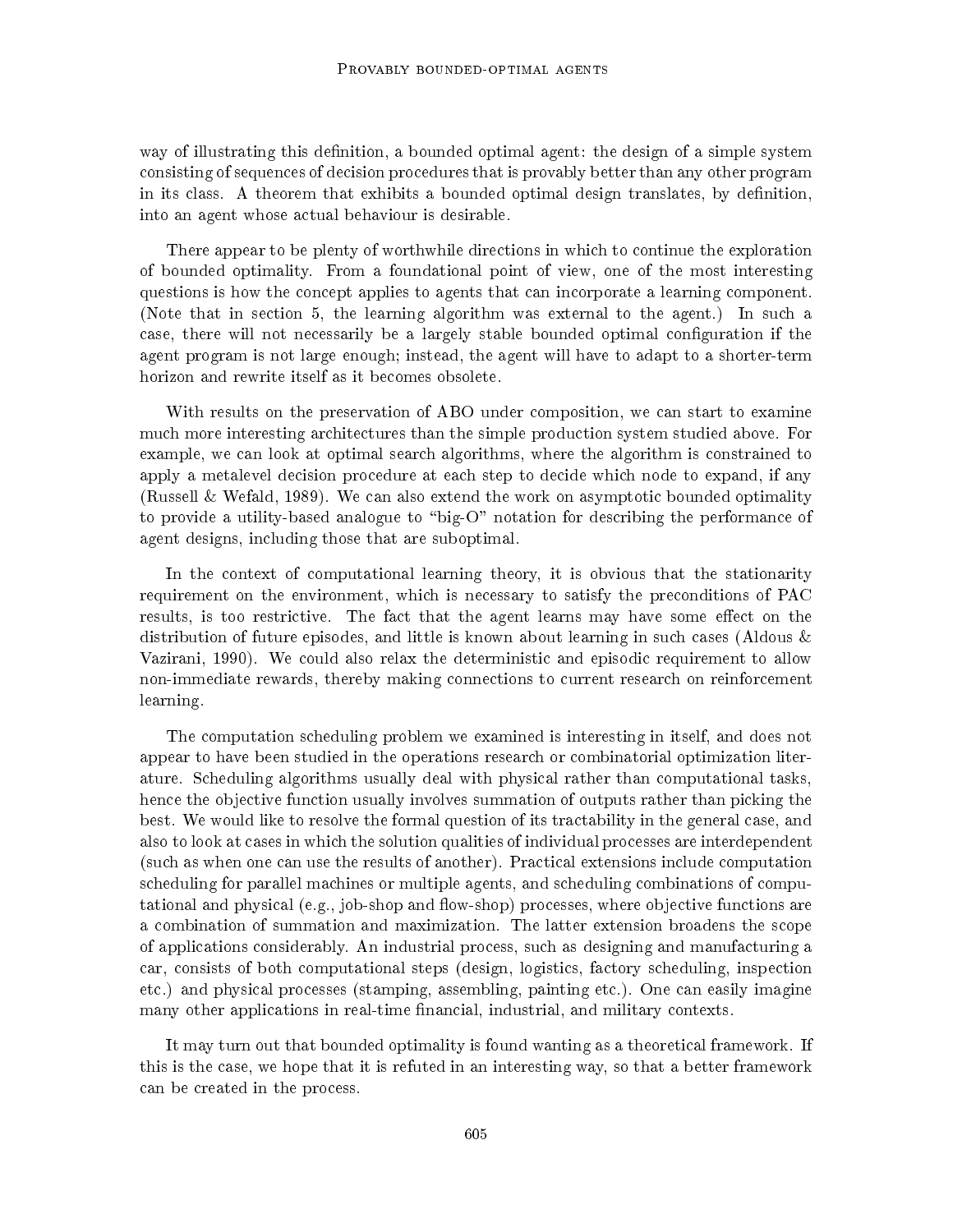way of illustrating this definition, a bounded optimal agent: the design of a simple system consisting of sequences of decision procedures that is provably better than any other program in its class. A theorem that exhibits a bounded optimal design translates, by definition, into an agent whose actual behaviour is desirable.

There appear to be plenty of worthwhile directions in which to continue the exploration of bounded optimality. From a foundational point of view, one of the most interesting questions is how the concept applies to agents that can incorporate a learning component. (Note that in section 5, the learning algorithm was external to the agent.) In such a case, there will not necessarily be a largely stable bounded optimal configuration if the agent program is not large enough; instead, the agent will have to adapt to a shorter-term horizon and rewrite itself as it becomes obsolete.

With results on the preservation of ABO under composition, we can start to examine much more interesting architectures than the simple production system studied above. For example, we can look at optimal search algorithms, where the algorithm is constrained to apply a metalevel decision procedure at each step to decide which node to expand, if any (Russell & Wefald, 1989). We can also extend the work on asymptotic bounded optimality to provide a utility-based analogue to "big-O" notation for describing the performance of agent designs, including those that are suboptimal.

In the context of computational learning theory, it is obvious that the stationarity requirement on the environment, which is necessary to satisfy the preconditions of PAC results, is too restrictive. The fact that the agent learns may have some effect on the distribution of future episodes, and little is known about learning in such cases (Aldous & Vazirani, 1990). We could also relax the deterministic and episodic requirement to allow non-immediate rewards, thereby making connections to current research on reinforcement learning.

The computation scheduling problem we examined is interesting in itself, and does not appear to have been studied in the operations research or combinatorial optimization literature. Scheduling algorithms usually deal with physical rather than computational tasks, hence the objective function usually involves summation of outputs rather than picking the best. We would like to resolve the formal question of its tractability in the general case, and also to look at cases in which the solution qualities of individual processes are interdependent (such as when one can use the results of another). Practical extensions include computation scheduling for parallel machines or multiple agents, and scheduling combinations of computational and physical (e.g., job-shop and flow-shop) processes, where objective functions are a combination of summation and maximization. The latter extension broadens the scope of applications considerably. An industrial process, such as designing and manufacturing a car, consists of both computational steps (design, logistics, factory scheduling, inspection etc.) and physical processes (stamping, assembling, painting etc.). One can easily imagine many other applications in real-time financial, industrial, and military contexts.

It may turn out that bounded optimality is found wanting as a theoretical framework. If this is the case, we hope that it is refuted in an interesting way, so that a better framework can be created in the process.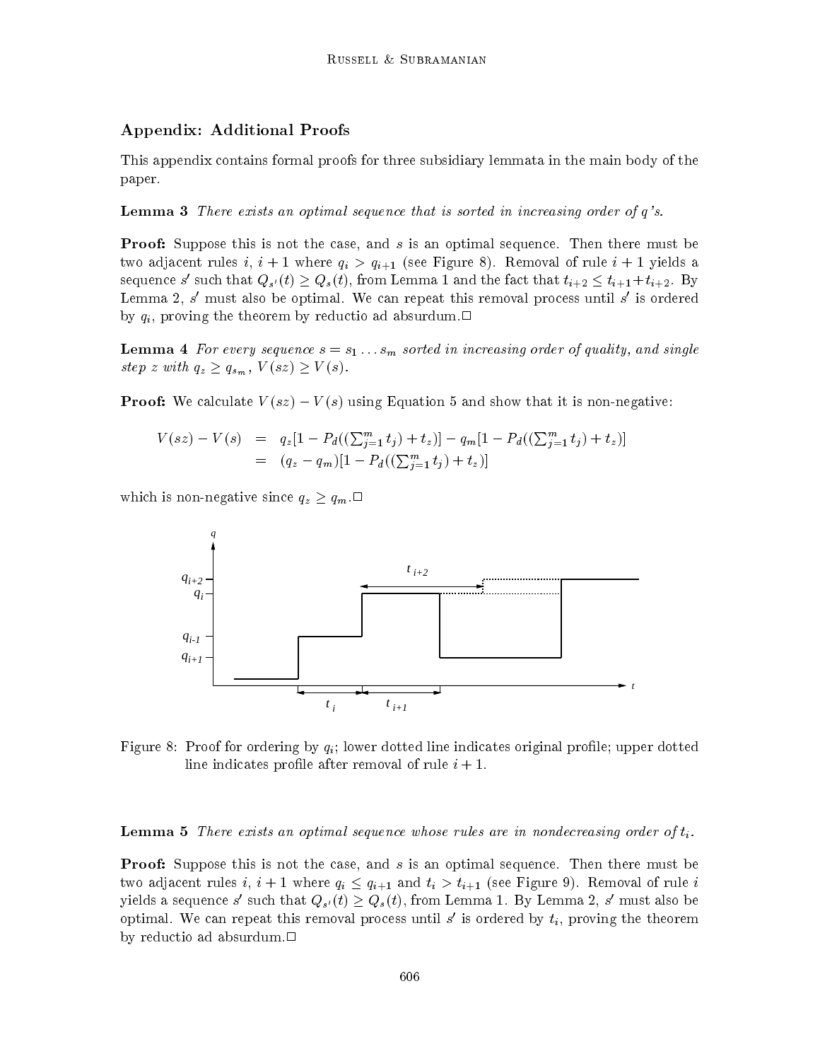## Appendix: Additional Proofs

This appendix contains formal proofs for three subsidiary lemmata in the main body of the paper.

**Lemma 3** *There exists an optimal sequence that is sorted in increasing order of q's.*

**Proof:** Suppose this is not the case, and $s$ is an optimal sequence. Then there must be two adjacent rules $i$, $i+1$ where $q_i > q_{i+1}$ (see Figure 8). Removal of rule $i+1$ yields a sequence $s'$ such that $Q_{s'}(t) \geq Q_s(t)$, from Lemma 1 and the fact that $t_{i+2} \leq t_{i+1} + t_{i+2}$. By Lemma 2, $s'$ must also be optimal. We can repeat this removal process until $s'$ is ordered by $q_i$, proving the theorem by reductio ad absurdum.□

**Lemma 4** *For every sequence $s = s_1 \ldots s_m$ sorted in increasing order of quality, and single step $z$ with $q_z \geq q_{s_m}$, $V(sz) \geq V(s)$.*

**Proof:** We calculate $V(sz) - V(s)$ using Equation 5 and show that it is non-negative:

$$
\begin{aligned}
V(sz) - V(s) &= q_z[1 - P_d((\textstyle\sum_{j=1}^{m} t_j) + t_z)] - q_m[1 - P_d((\textstyle\sum_{j=1}^{m} t_j) + t_z)] \\
&= (q_z - q_m)[1 - P_d((\textstyle\sum_{j=1}^{m} t_j) + t_z)]
\end{aligned}
$$

which is non-negative since $q_z \geq q_m$.□

Figure 8: Proof for ordering by $q_i$; lower dotted line indicates original profile; upper dotted line indicates profile after removal of rule $i+1$.

**Lemma 5** *There exists an optimal sequence whose rules are in nondecreasing order of $t_i$.*

**Proof:** Suppose this is not the case, and $s$ is an optimal sequence. Then there must be two adjacent rules $i$, $i+1$ where $q_i \leq q_{i+1}$ and $t_i > t_{i+1}$ (see Figure 9). Removal of rule $i$ yields a sequence $s'$ such that $Q_{s'}(t) \geq Q_s(t)$, from Lemma 1. By Lemma 2, $s'$ must also be optimal. We can repeat this removal process until $s'$ is ordered by $t_i$, proving the theorem by reductio ad absurdum.□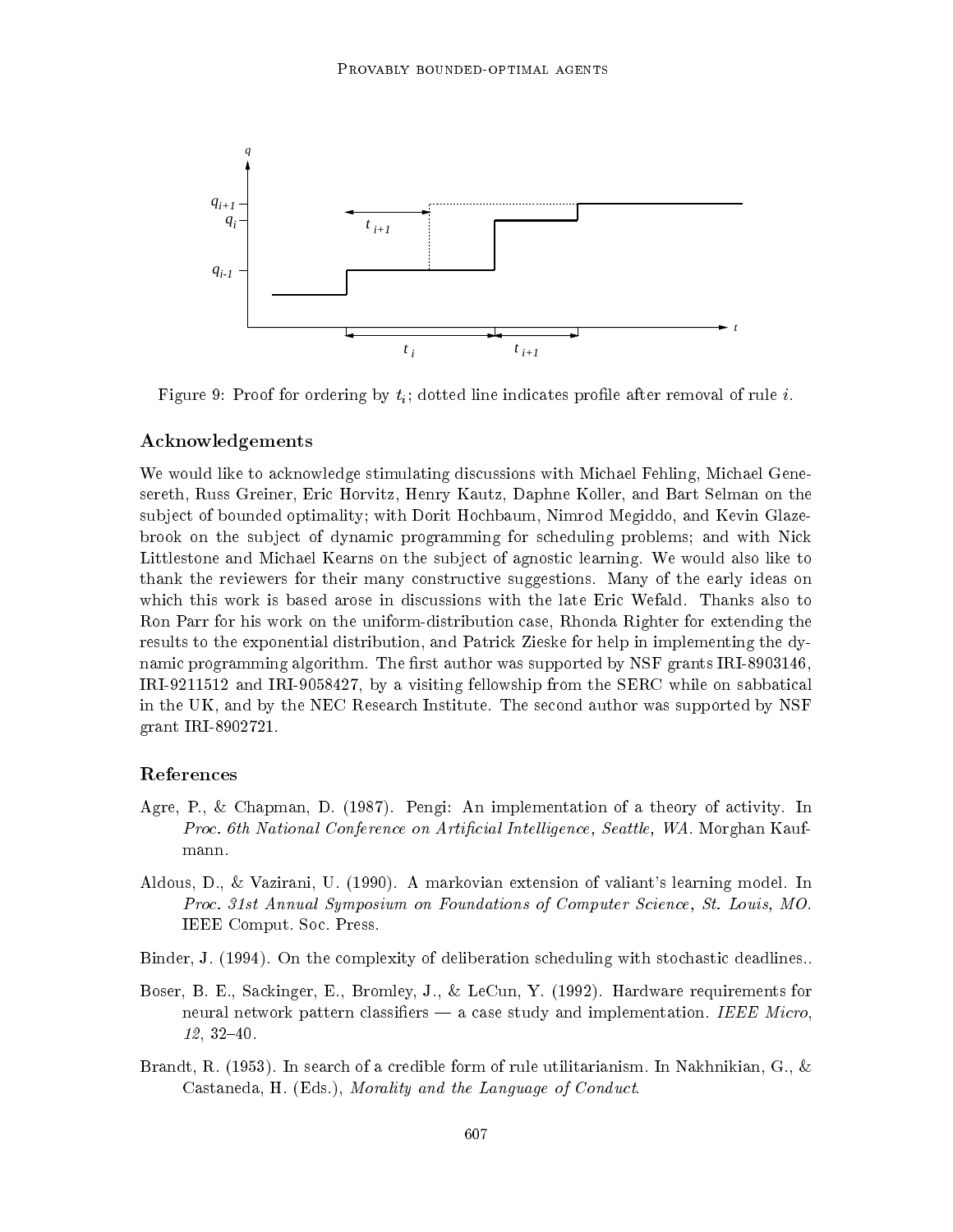Figure 9: Proof for ordering by $t_i$; dotted line indicates profile after removal of rule $i$.

## Acknowledgements

We would like to acknowledge stimulating discussions with Michael Fehling, Michael Genesereth, Russ Greiner, Eric Horvitz, Henry Kautz, Daphne Koller, and Bart Selman on the subject of bounded optimality; with Dorit Hochbaum, Nimrod Megiddo, and Kevin Glazebrook on the subject of dynamic programming for scheduling problems; and with Nick Littlestone and Michael Kearns on the subject of agnostic learning. We would also like to thank the reviewers for their many constructive suggestions. Many of the early ideas on which this work is based arose in discussions with the late Eric Wefald. Thanks also to Ron Parr for his work on the uniform-distribution case, Rhonda Righter for extending the results to the exponential distribution, and Patrick Zieske for help in implementing the dynamic programming algorithm. The first author was supported by NSF grants IRI-8903146, IRI-9211512 and IRI-9058427, by a visiting fellowship from the SERC while on sabbatical in the UK, and by the NEC Research Institute. The second author was supported by NSF grant IRI-8902721.

## References

Agre, P., & Chapman, D. (1987). Pengi: An implementation of a theory of activity. In *Proc. 6th National Conference on Artificial Intelligence, Seattle, WA*. Morghan Kaufmann.

Aldous, D., & Vazirani, U. (1990). A markovian extension of valiant's learning model. In *Proc. 31st Annual Symposium on Foundations of Computer Science, St. Louis, MO*. IEEE Comput. Soc. Press.

Binder, J. (1994). On the complexity of deliberation scheduling with stochastic deadlines..

Boser, B. E., Sackinger, E., Bromley, J., & LeCun, Y. (1992). Hardware requirements for neural network pattern classifiers — a case study and implementation. *IEEE Micro*, *12*, 32–40.

Brandt, R. (1953). In search of a credible form of rule utilitarianism. In Nakhnikian, G., & Castaneda, H. (Eds.), *Morality and the Language of Conduct*.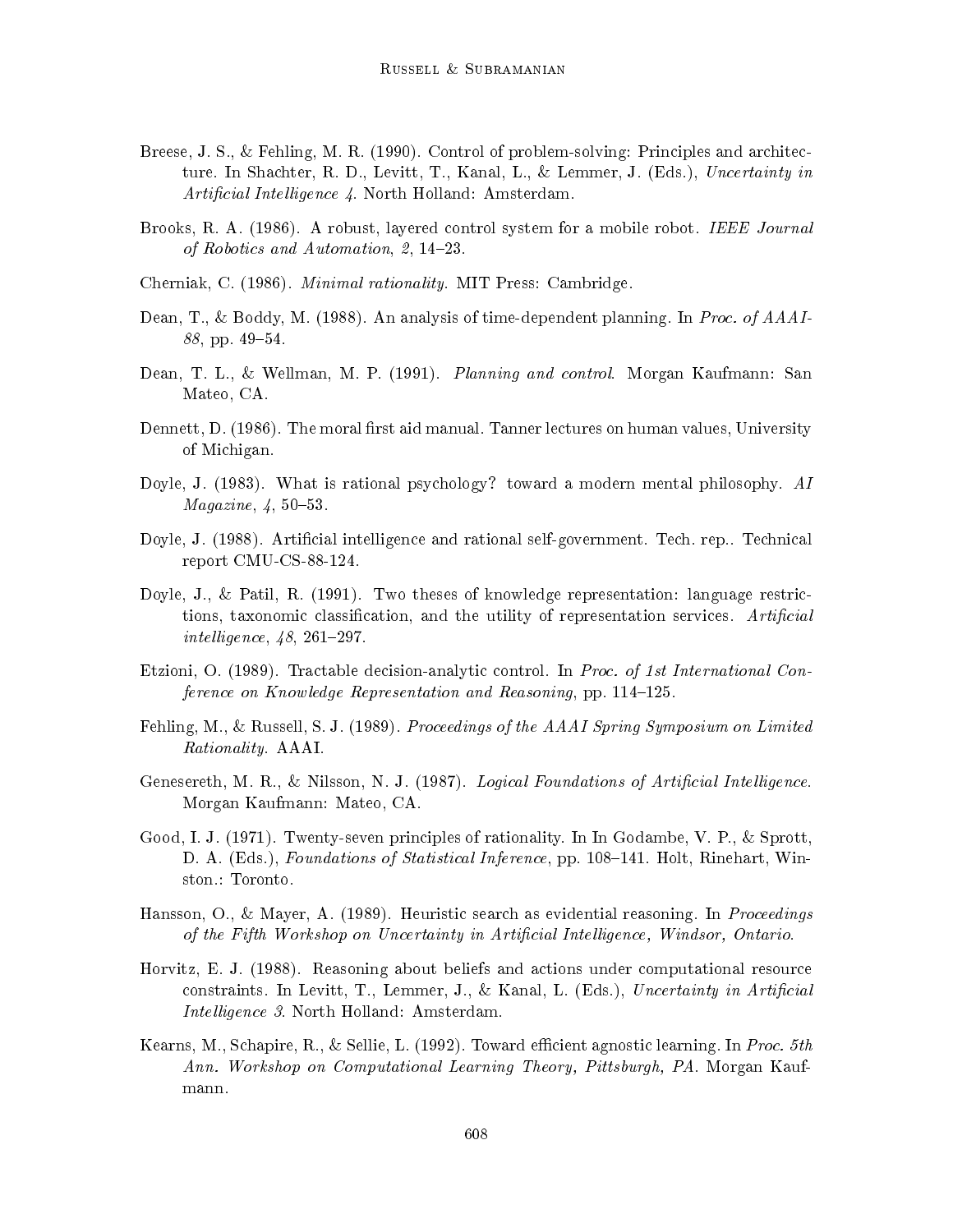Breese, J. S., & Fehling, M. R. (1990). Control of problem-solving: Principles and architecture. In Shachter, R. D., Levitt, T., Kanal, L., & Lemmer, J. (Eds.), *Uncertainty in Artificial Intelligence 4*. North Holland: Amsterdam.

Brooks, R. A. (1986). A robust, layered control system for a mobile robot. *IEEE Journal of Robotics and Automation*, *2*, 14–23.

Cherniak, C. (1986). *Minimal rationality*. MIT Press: Cambridge.

Dean, T., & Boddy, M. (1988). An analysis of time-dependent planning. In *Proc. of AAAI-88*, pp. 49–54.

Dean, T. L., & Wellman, M. P. (1991). *Planning and control*. Morgan Kaufmann: San Mateo, CA.

Dennett, D. (1986). The moral first aid manual. Tanner lectures on human values, University of Michigan.

Doyle, J. (1983). What is rational psychology? toward a modern mental philosophy. *AI Magazine*, *4*, 50–53.

Doyle, J. (1988). Artificial intelligence and rational self-government. Tech. rep.. Technical report CMU-CS-88-124.

Doyle, J., & Patil, R. (1991). Two theses of knowledge representation: language restrictions, taxonomic classification, and the utility of representation services. *Artificial intelligence*, *48*, 261–297.

Etzioni, O. (1989). Tractable decision-analytic control. In *Proc. of 1st International Conference on Knowledge Representation and Reasoning*, pp. 114–125.

Fehling, M., & Russell, S. J. (1989). *Proceedings of the AAAI Spring Symposium on Limited Rationality*. AAAI.

Genesereth, M. R., & Nilsson, N. J. (1987). *Logical Foundations of Artificial Intelligence*. Morgan Kaufmann: Mateo, CA.

Good, I. J. (1971). Twenty-seven principles of rationality. In In Godambe, V. P., & Sprott, D. A. (Eds.), *Foundations of Statistical Inference*, pp. 108–141. Holt, Rinehart, Winston.: Toronto.

Hansson, O., & Mayer, A. (1989). Heuristic search as evidential reasoning. In *Proceedings of the Fifth Workshop on Uncertainty in Artificial Intelligence, Windsor, Ontario*.

Horvitz, E. J. (1988). Reasoning about beliefs and actions under computational resource constraints. In Levitt, T., Lemmer, J., & Kanal, L. (Eds.), *Uncertainty in Artificial Intelligence 3*. North Holland: Amsterdam.

Kearns, M., Schapire, R., & Sellie, L. (1992). Toward efficient agnostic learning. In *Proc. 5th Ann. Workshop on Computational Learning Theory, Pittsburgh, PA*. Morgan Kaufmann.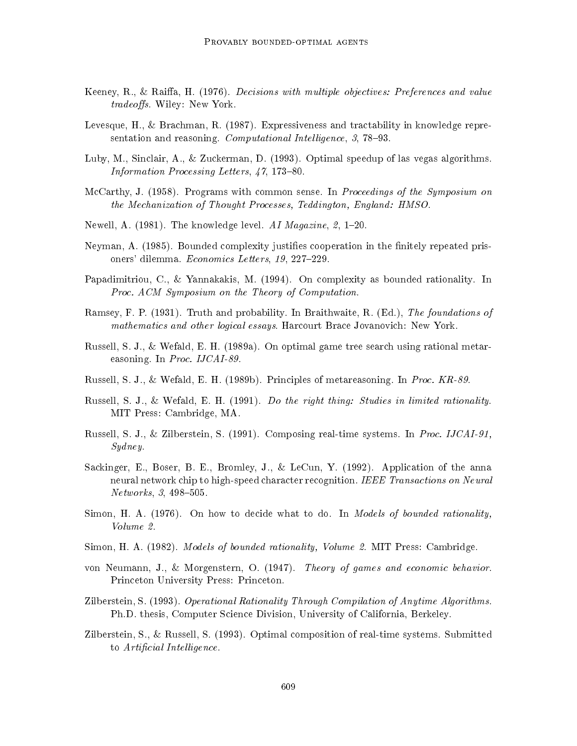Keeney, R., & Raiffa, H. (1976). *Decisions with multiple objectives: Preferences and value tradeoffs*. Wiley: New York.

Levesque, H., & Brachman, R. (1987). Expressiveness and tractability in knowledge representation and reasoning. *Computational Intelligence*, *3*, 78–93.

Luby, M., Sinclair, A., & Zuckerman, D. (1993). Optimal speedup of las vegas algorithms. *Information Processing Letters*, *47*, 173–80.

McCarthy, J. (1958). Programs with common sense. In *Proceedings of the Symposium on the Mechanization of Thought Processes, Teddington, England: HMSO*.

Newell, A. (1981). The knowledge level. *AI Magazine*, *2*, 1–20.

Neyman, A. (1985). Bounded complexity justifies cooperation in the finitely repeated prisoners' dilemma. *Economics Letters*, *19*, 227–229.

Papadimitriou, C., & Yannakakis, M. (1994). On complexity as bounded rationality. In *Proc. ACM Symposium on the Theory of Computation*.

Ramsey, F. P. (1931). Truth and probability. In Braithwaite, R. (Ed.), *The foundations of mathematics and other logical essays*. Harcourt Brace Jovanovich: New York.

Russell, S. J., & Wefald, E. H. (1989a). On optimal game tree search using rational metareasoning. In *Proc. IJCAI-89*.

Russell, S. J., & Wefald, E. H. (1989b). Principles of metareasoning. In *Proc. KR-89*.

Russell, S. J., & Wefald, E. H. (1991). *Do the right thing: Studies in limited rationality*. MIT Press: Cambridge, MA.

Russell, S. J., & Zilberstein, S. (1991). Composing real-time systems. In *Proc. IJCAI-91, Sydney*.

Sackinger, E., Boser, B. E., Bromley, J., & LeCun, Y. (1992). Application of the anna neural network chip to high-speed character recognition. *IEEE Transactions on Neural Networks*, *3*, 498–505.

Simon, H. A. (1976). On how to decide what to do. In *Models of bounded rationality, Volume 2*.

Simon, H. A. (1982). *Models of bounded rationality, Volume 2*. MIT Press: Cambridge.

von Neumann, J., & Morgenstern, O. (1947). *Theory of games and economic behavior*. Princeton University Press: Princeton.

Zilberstein, S. (1993). *Operational Rationality Through Compilation of Anytime Algorithms*. Ph.D. thesis, Computer Science Division, University of California, Berkeley.

Zilberstein, S., & Russell, S. (1993). Optimal composition of real-time systems. Submitted to *Artificial Intelligence*.